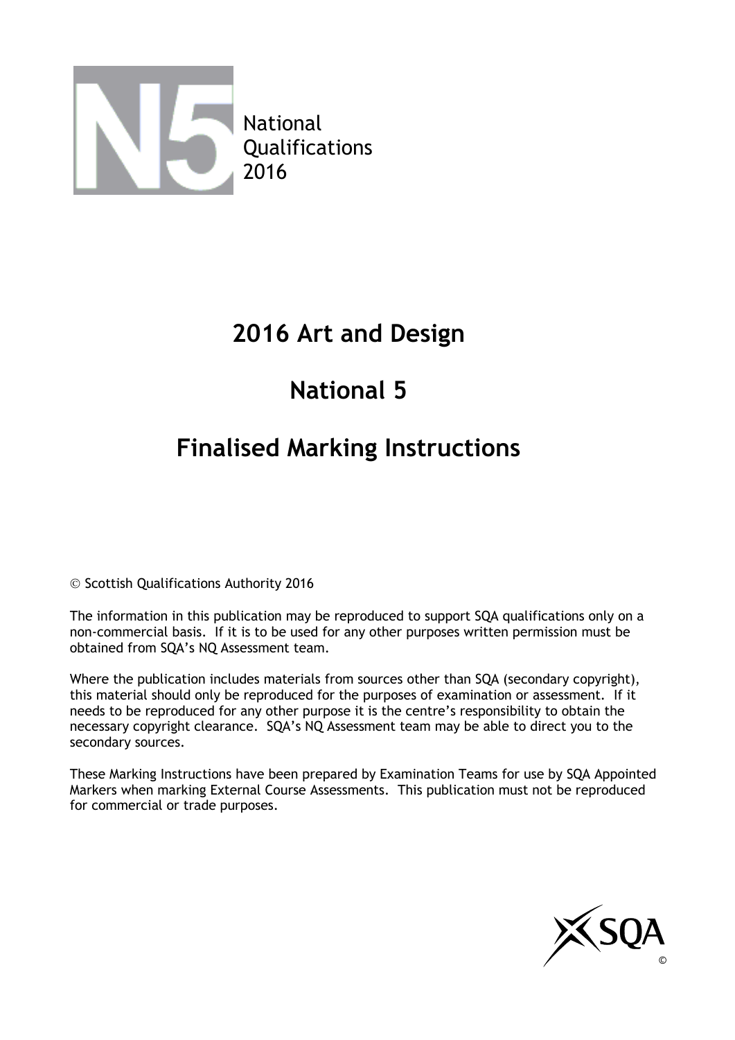National
Qualifications
2016

# 2016 Art and Design

# National 5

# Finalised Marking Instructions

© Scottish Qualifications Authority 2016

The information in this publication may be reproduced to support SQA qualifications only on a non-commercial basis. If it is to be used for any other purposes written permission must be obtained from SQA's NQ Assessment team.

Where the publication includes materials from sources other than SQA (secondary copyright), this material should only be reproduced for the purposes of examination or assessment. If it needs to be reproduced for any other purpose it is the centre's responsibility to obtain the necessary copyright clearance. SQA's NQ Assessment team may be able to direct you to the secondary sources.

These Marking Instructions have been prepared by Examination Teams for use by SQA Appointed Markers when marking External Course Assessments. This publication must not be reproduced for commercial or trade purposes.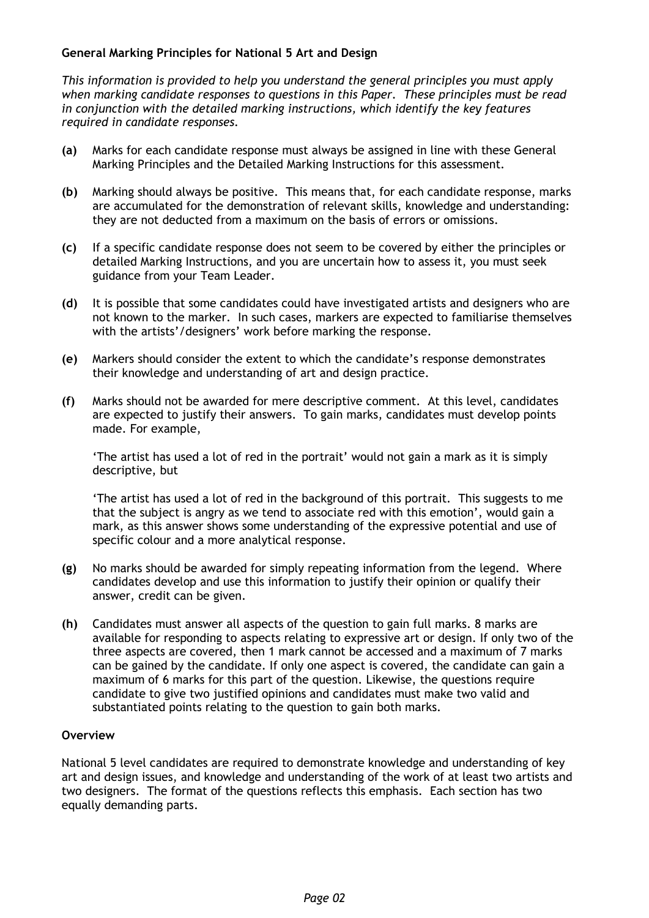**General Marking Principles for National 5 Art and Design**

*This information is provided to help you understand the general principles you must apply when marking candidate responses to questions in this Paper. These principles must be read in conjunction with the detailed marking instructions, which identify the key features required in candidate responses.*

**(a)** Marks for each candidate response must always be assigned in line with these General Marking Principles and the Detailed Marking Instructions for this assessment.

**(b)** Marking should always be positive. This means that, for each candidate response, marks are accumulated for the demonstration of relevant skills, knowledge and understanding: they are not deducted from a maximum on the basis of errors or omissions.

**(c)** If a specific candidate response does not seem to be covered by either the principles or detailed Marking Instructions, and you are uncertain how to assess it, you must seek guidance from your Team Leader.

**(d)** It is possible that some candidates could have investigated artists and designers who are not known to the marker. In such cases, markers are expected to familiarise themselves with the artists'/designers' work before marking the response.

**(e)** Markers should consider the extent to which the candidate's response demonstrates their knowledge and understanding of art and design practice.

**(f)** Marks should not be awarded for mere descriptive comment. At this level, candidates are expected to justify their answers. To gain marks, candidates must develop points made. For example,

'The artist has used a lot of red in the portrait' would not gain a mark as it is simply descriptive, but

'The artist has used a lot of red in the background of this portrait. This suggests to me that the subject is angry as we tend to associate red with this emotion', would gain a mark, as this answer shows some understanding of the expressive potential and use of specific colour and a more analytical response.

**(g)** No marks should be awarded for simply repeating information from the legend. Where candidates develop and use this information to justify their opinion or qualify their answer, credit can be given.

**(h)** Candidates must answer all aspects of the question to gain full marks. 8 marks are available for responding to aspects relating to expressive art or design. If only two of the three aspects are covered, then 1 mark cannot be accessed and a maximum of 7 marks can be gained by the candidate. If only one aspect is covered, the candidate can gain a maximum of 6 marks for this part of the question. Likewise, the questions require candidate to give two justified opinions and candidates must make two valid and substantiated points relating to the question to gain both marks.

**Overview**

National 5 level candidates are required to demonstrate knowledge and understanding of key art and design issues, and knowledge and understanding of the work of at least two artists and two designers. The format of the questions reflects this emphasis. Each section has two equally demanding parts.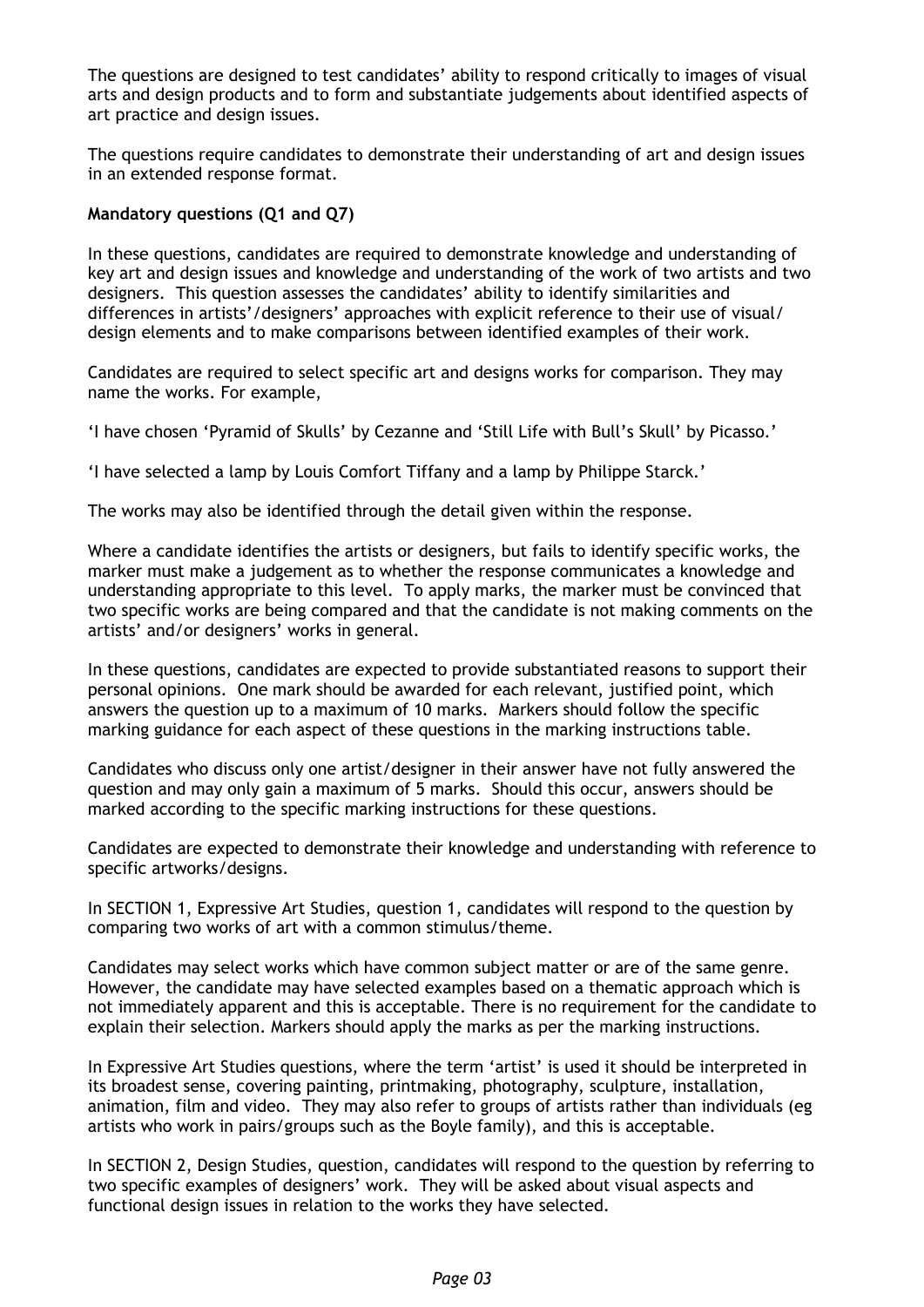The questions are designed to test candidates' ability to respond critically to images of visual arts and design products and to form and substantiate judgements about identified aspects of art practice and design issues.

The questions require candidates to demonstrate their understanding of art and design issues in an extended response format.

**Mandatory questions (Q1 and Q7)**

In these questions, candidates are required to demonstrate knowledge and understanding of key art and design issues and knowledge and understanding of the work of two artists and two designers. This question assesses the candidates' ability to identify similarities and differences in artists'/designers' approaches with explicit reference to their use of visual/ design elements and to make comparisons between identified examples of their work.

Candidates are required to select specific art and designs works for comparison. They may name the works. For example,

'I have chosen 'Pyramid of Skulls' by Cezanne and 'Still Life with Bull's Skull' by Picasso.'

'I have selected a lamp by Louis Comfort Tiffany and a lamp by Philippe Starck.'

The works may also be identified through the detail given within the response.

Where a candidate identifies the artists or designers, but fails to identify specific works, the marker must make a judgement as to whether the response communicates a knowledge and understanding appropriate to this level. To apply marks, the marker must be convinced that two specific works are being compared and that the candidate is not making comments on the artists' and/or designers' works in general.

In these questions, candidates are expected to provide substantiated reasons to support their personal opinions. One mark should be awarded for each relevant, justified point, which answers the question up to a maximum of 10 marks. Markers should follow the specific marking guidance for each aspect of these questions in the marking instructions table.

Candidates who discuss only one artist/designer in their answer have not fully answered the question and may only gain a maximum of 5 marks. Should this occur, answers should be marked according to the specific marking instructions for these questions.

Candidates are expected to demonstrate their knowledge and understanding with reference to specific artworks/designs.

In SECTION 1, Expressive Art Studies, question 1, candidates will respond to the question by comparing two works of art with a common stimulus/theme.

Candidates may select works which have common subject matter or are of the same genre. However, the candidate may have selected examples based on a thematic approach which is not immediately apparent and this is acceptable. There is no requirement for the candidate to explain their selection. Markers should apply the marks as per the marking instructions.

In Expressive Art Studies questions, where the term 'artist' is used it should be interpreted in its broadest sense, covering painting, printmaking, photography, sculpture, installation, animation, film and video. They may also refer to groups of artists rather than individuals (eg artists who work in pairs/groups such as the Boyle family), and this is acceptable.

In SECTION 2, Design Studies, question, candidates will respond to the question by referring to two specific examples of designers' work. They will be asked about visual aspects and functional design issues in relation to the works they have selected.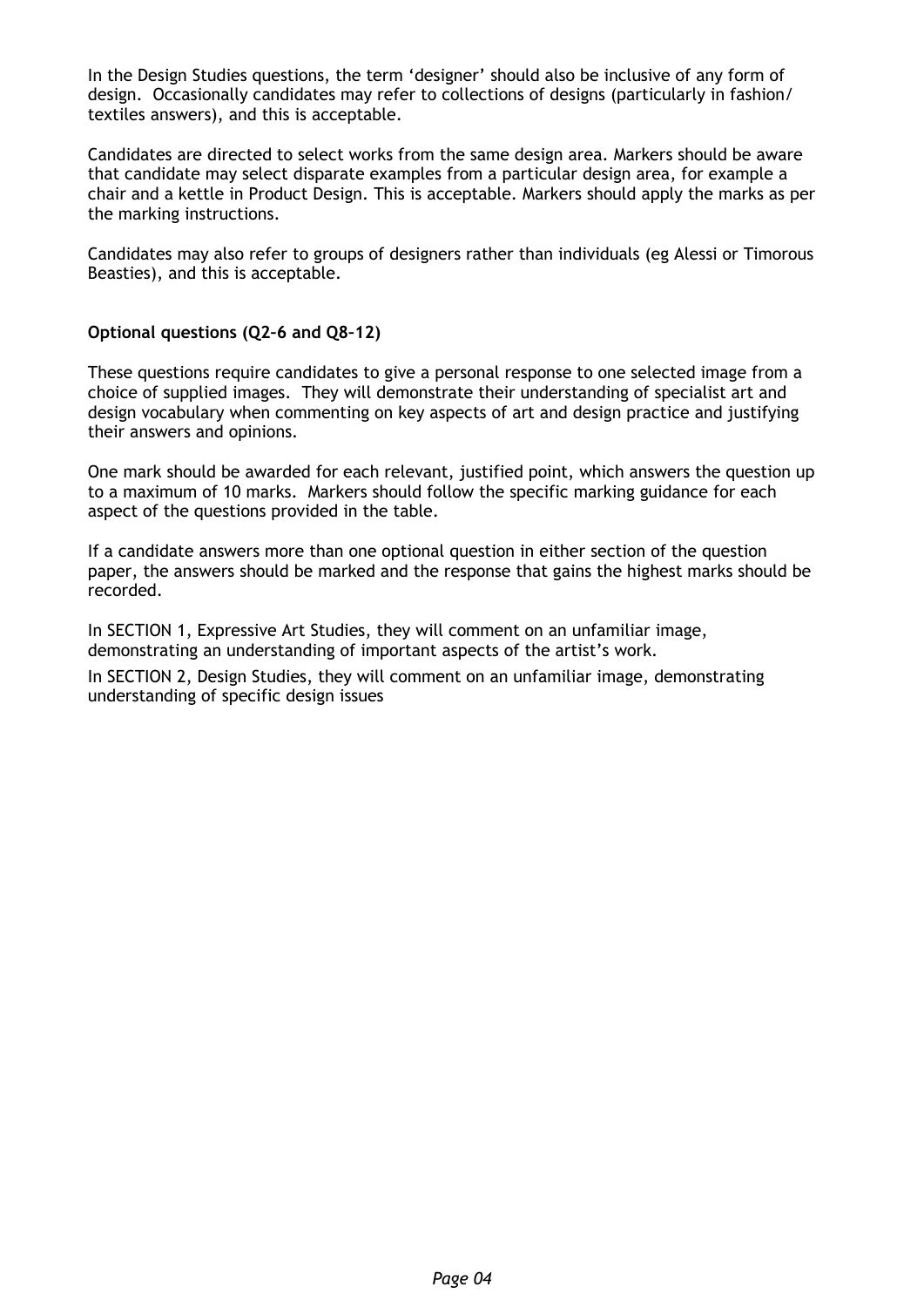In the Design Studies questions, the term 'designer' should also be inclusive of any form of design. Occasionally candidates may refer to collections of designs (particularly in fashion/ textiles answers), and this is acceptable.

Candidates are directed to select works from the same design area. Markers should be aware that candidate may select disparate examples from a particular design area, for example a chair and a kettle in Product Design. This is acceptable. Markers should apply the marks as per the marking instructions.

Candidates may also refer to groups of designers rather than individuals (eg Alessi or Timorous Beasties), and this is acceptable.

**Optional questions (Q2–6 and Q8–12)**

These questions require candidates to give a personal response to one selected image from a choice of supplied images. They will demonstrate their understanding of specialist art and design vocabulary when commenting on key aspects of art and design practice and justifying their answers and opinions.

One mark should be awarded for each relevant, justified point, which answers the question up to a maximum of 10 marks. Markers should follow the specific marking guidance for each aspect of the questions provided in the table.

If a candidate answers more than one optional question in either section of the question paper, the answers should be marked and the response that gains the highest marks should be recorded.

In SECTION 1, Expressive Art Studies, they will comment on an unfamiliar image, demonstrating an understanding of important aspects of the artist's work.

In SECTION 2, Design Studies, they will comment on an unfamiliar image, demonstrating understanding of specific design issues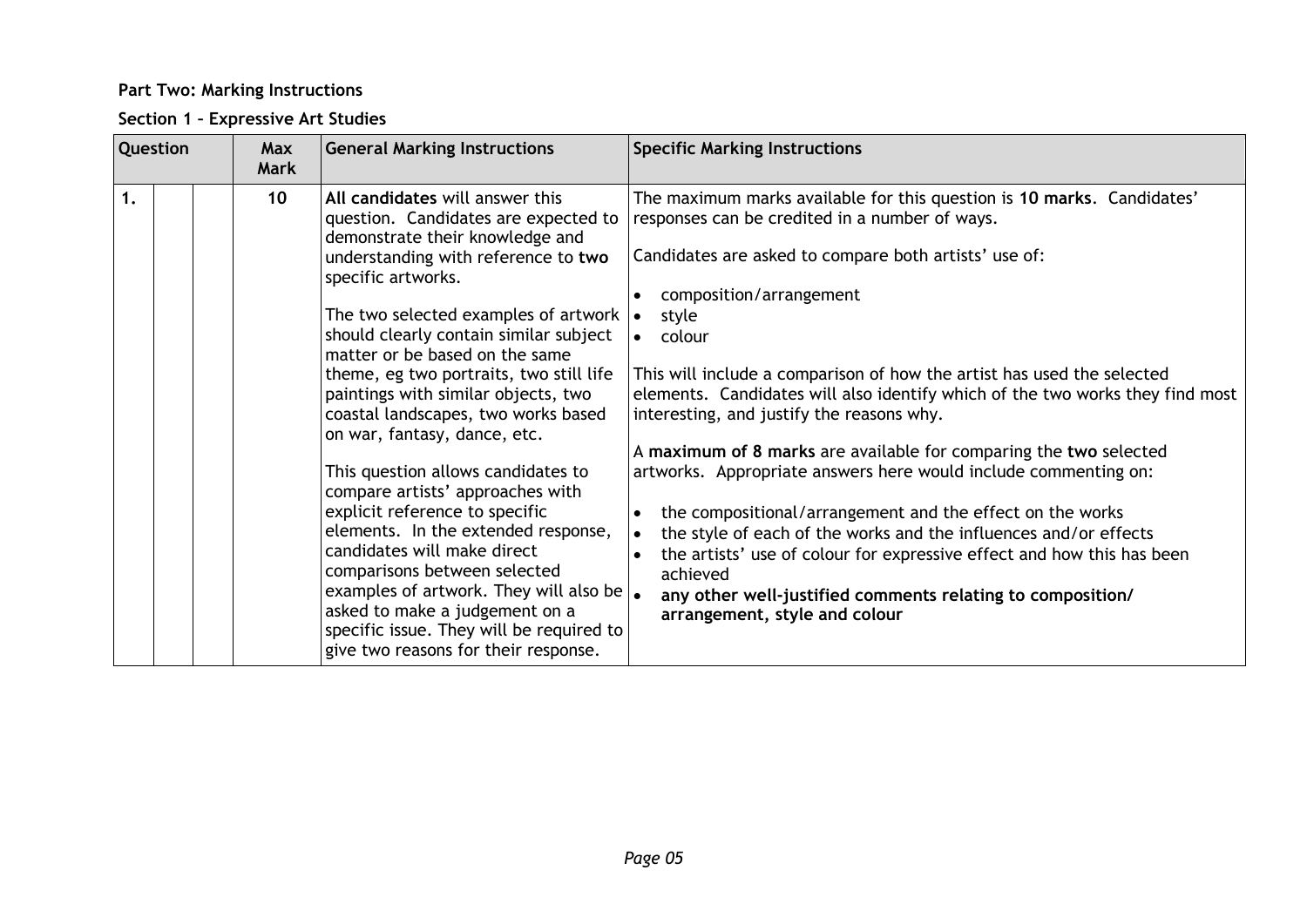**Part Two: Marking Instructions**

**Section 1 – Expressive Art Studies**

| Question | | | Max Mark | General Marking Instructions | Specific Marking Instructions |
|---|---|---|---|---|---|
| 1. | | | 10 | **All candidates** will answer this question. Candidates are expected to demonstrate their knowledge and understanding with reference to **two** specific artworks.<br><br>The two selected examples of artwork should clearly contain similar subject matter or be based on the same theme, eg two portraits, two still life paintings with similar objects, two coastal landscapes, two works based on war, fantasy, dance, etc.<br><br>This question allows candidates to compare artists' approaches with explicit reference to specific elements. In the extended response, candidates will make direct comparisons between selected examples of artwork. They will also be asked to make a judgement on a specific issue. They will be required to give two reasons for their response. | The maximum marks available for this question is **10 marks**. Candidates' responses can be credited in a number of ways.<br><br>Candidates are asked to compare both artists' use of:<br><br>• composition/arrangement<br>• style<br>• colour<br><br>This will include a comparison of how the artist has used the selected elements. Candidates will also identify which of the two works they find most interesting, and justify the reasons why.<br><br>A **maximum of 8 marks** are available for comparing the **two** selected artworks. Appropriate answers here would include commenting on:<br><br>• the compositional/arrangement and the effect on the works<br>• the style of each of the works and the influences and/or effects<br>• the artists' use of colour for expressive effect and how this has been achieved<br>• **any other well-justified comments relating to composition/ arrangement, style and colour** |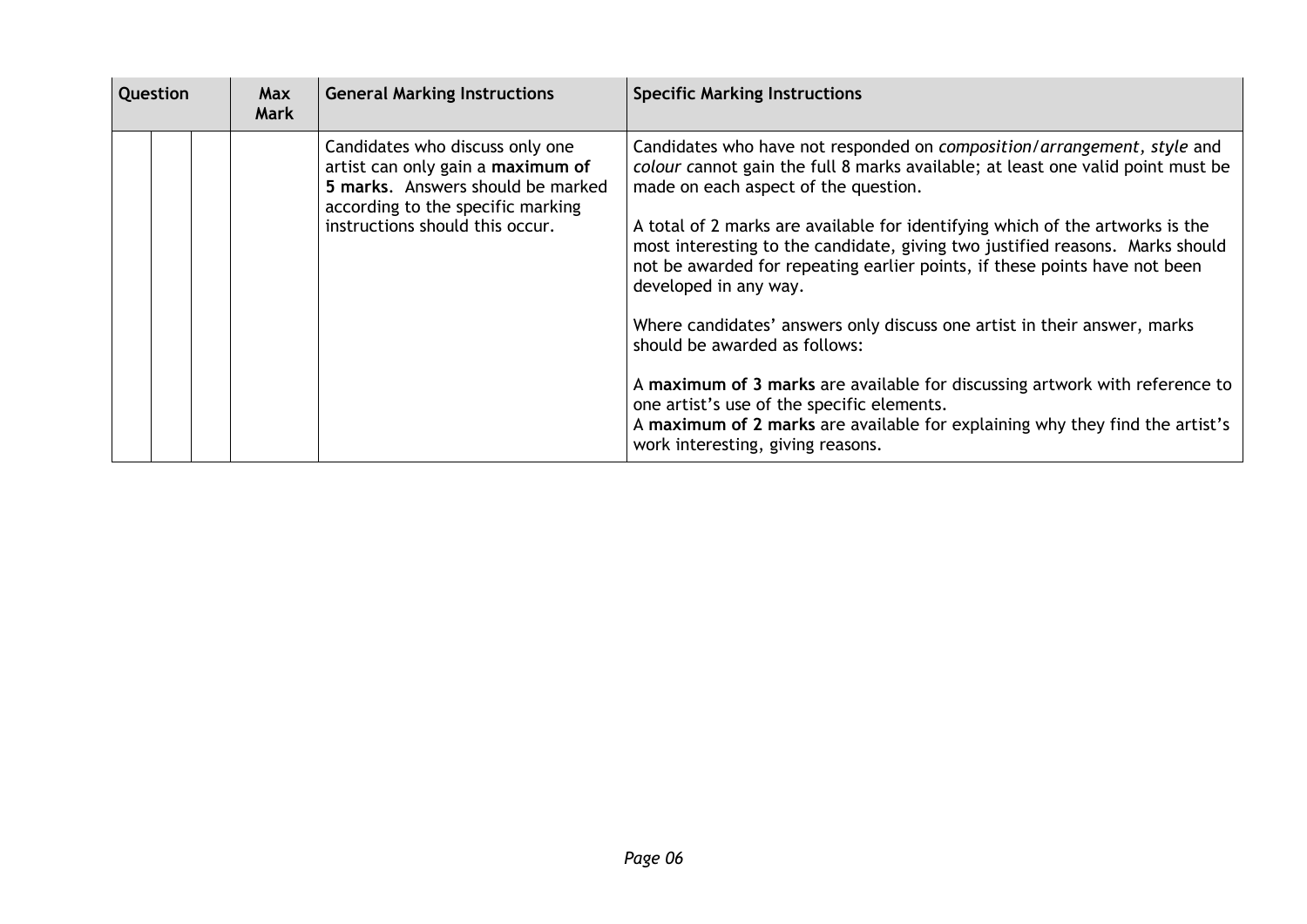| Question | | | Max Mark | General Marking Instructions | Specific Marking Instructions |
|---|---|---|---|---|---|
| | | | | Candidates who discuss only one artist can only gain a **maximum of 5 marks**. Answers should be marked according to the specific marking instructions should this occur. | Candidates who have not responded on *composition/arrangement, style* and *colour* cannot gain the full 8 marks available; at least one valid point must be made on each aspect of the question.<br><br>A total of 2 marks are available for identifying which of the artworks is the most interesting to the candidate, giving two justified reasons. Marks should not be awarded for repeating earlier points, if these points have not been developed in any way.<br><br>Where candidates' answers only discuss one artist in their answer, marks should be awarded as follows:<br><br>A **maximum of 3 marks** are available for discussing artwork with reference to one artist's use of the specific elements.<br>A **maximum of 2 marks** are available for explaining why they find the artist's work interesting, giving reasons. |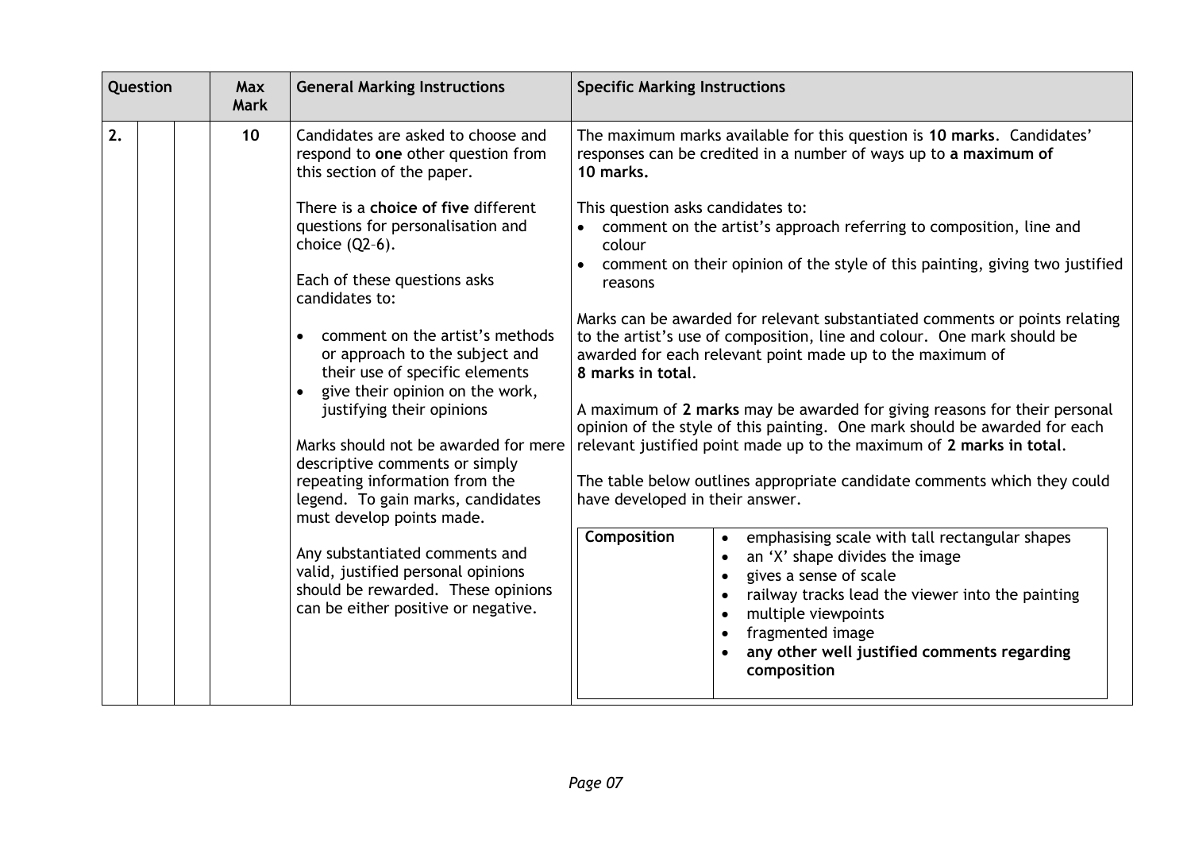| Question | | | Max Mark | General Marking Instructions | Specific Marking Instructions |
|---|---|---|---|---|---|
| 2. | | | 10 | Candidates are asked to choose and respond to **one** other question from this section of the paper.<br><br>There is a **choice of five** different questions for personalisation and choice (Q2–6).<br><br>Each of these questions asks candidates to:<br><br>• comment on the artist's methods or approach to the subject and their use of specific elements<br>• give their opinion on the work, justifying their opinions<br><br>Marks should not be awarded for mere descriptive comments or simply repeating information from the legend. To gain marks, candidates must develop points made.<br><br>Any substantiated comments and valid, justified personal opinions should be rewarded. These opinions can be either positive or negative. | The maximum marks available for this question is **10 marks**. Candidates' responses can be credited in a number of ways up to **a maximum of 10 marks.**<br><br>This question asks candidates to:<br>• comment on the artist's approach referring to composition, line and colour<br>• comment on their opinion of the style of this painting, giving two justified reasons<br><br>Marks can be awarded for relevant substantiated comments or points relating to the artist's use of composition, line and colour. One mark should be awarded for each relevant point made up to the maximum of **8 marks in total**.<br><br>A maximum of **2 marks** may be awarded for giving reasons for their personal opinion of the style of this painting. One mark should be awarded for each relevant justified point made up to the maximum of **2 marks in total**.<br><br>The table below outlines appropriate candidate comments which they could have developed in their answer.<br><br>**Composition**<br>• emphasising scale with tall rectangular shapes<br>• an 'X' shape divides the image<br>• gives a sense of scale<br>• railway tracks lead the viewer into the painting<br>• multiple viewpoints<br>• fragmented image<br>• **any other well justified comments regarding composition** |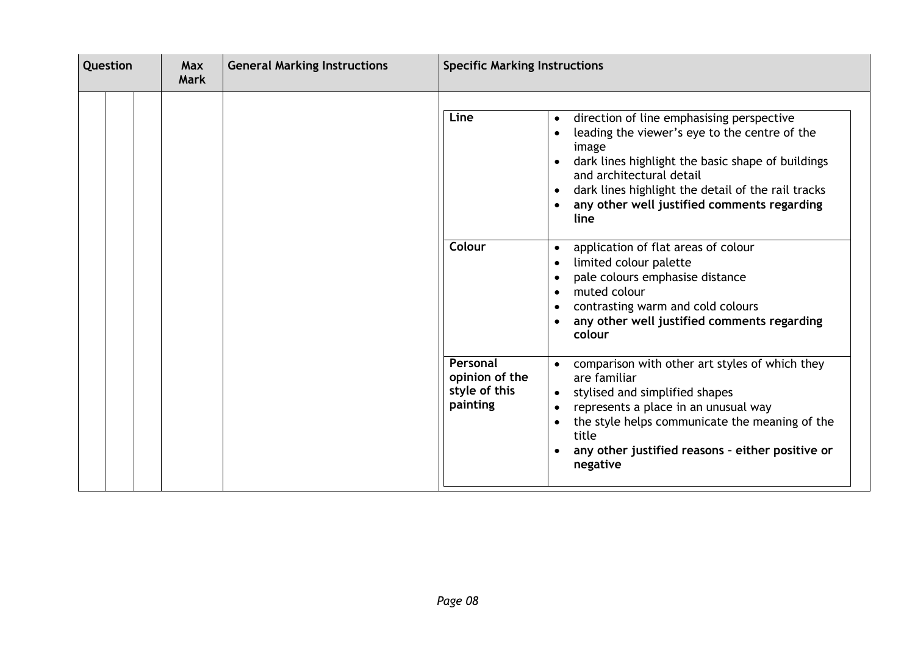| Question | | | Max Mark | General Marking Instructions | Specific Marking Instructions | |
|---|---|---|---|---|---|---|
| | | | | | **Line** | • direction of line emphasising perspective<br>• leading the viewer's eye to the centre of the image<br>• dark lines highlight the basic shape of buildings and architectural detail<br>• dark lines highlight the detail of the rail tracks<br>• **any other well justified comments regarding line** |
| | | | | | **Colour** | • application of flat areas of colour<br>• limited colour palette<br>• pale colours emphasise distance<br>• muted colour<br>• contrasting warm and cold colours<br>• **any other well justified comments regarding colour** |
| | | | | | **Personal opinion of the style of this painting** | • comparison with other art styles of which they are familiar<br>• stylised and simplified shapes<br>• represents a place in an unusual way<br>• the style helps communicate the meaning of the title<br>• **any other justified reasons – either positive or negative** |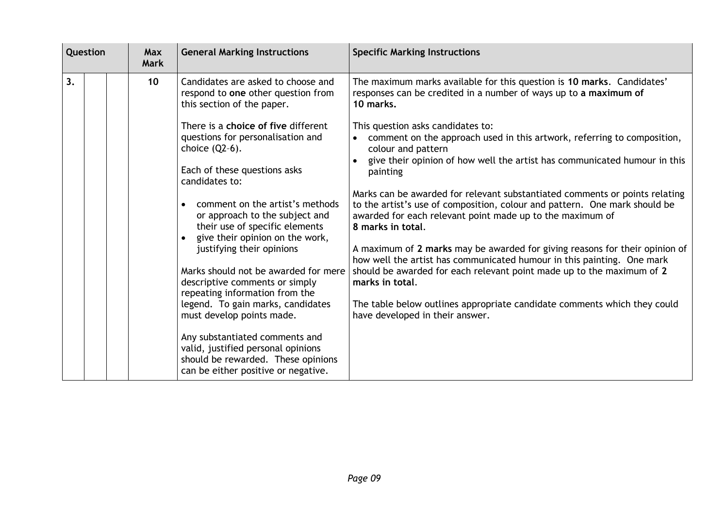| Question | | | Max Mark | General Marking Instructions | Specific Marking Instructions |
|---|---|---|---|---|---|
| 3. | | | 10 | Candidates are asked to choose and respond to **one** other question from this section of the paper.<br><br>There is a **choice of five** different questions for personalisation and choice (Q2–6).<br><br>Each of these questions asks candidates to:<br><br>• comment on the artist's methods or approach to the subject and their use of specific elements<br>• give their opinion on the work, justifying their opinions<br><br>Marks should not be awarded for mere descriptive comments or simply repeating information from the legend. To gain marks, candidates must develop points made.<br><br>Any substantiated comments and valid, justified personal opinions should be rewarded. These opinions can be either positive or negative. | The maximum marks available for this question is **10 marks**. Candidates' responses can be credited in a number of ways up to **a maximum of 10 marks.**<br><br>This question asks candidates to:<br>• comment on the approach used in this artwork, referring to composition, colour and pattern<br>• give their opinion of how well the artist has communicated humour in this painting<br><br>Marks can be awarded for relevant substantiated comments or points relating to the artist's use of composition, colour and pattern. One mark should be awarded for each relevant point made up to the maximum of **8 marks in total**.<br><br>A maximum of **2 marks** may be awarded for giving reasons for their opinion of how well the artist has communicated humour in this painting. One mark should be awarded for each relevant point made up to the maximum of **2 marks in total**.<br><br>The table below outlines appropriate candidate comments which they could have developed in their answer. |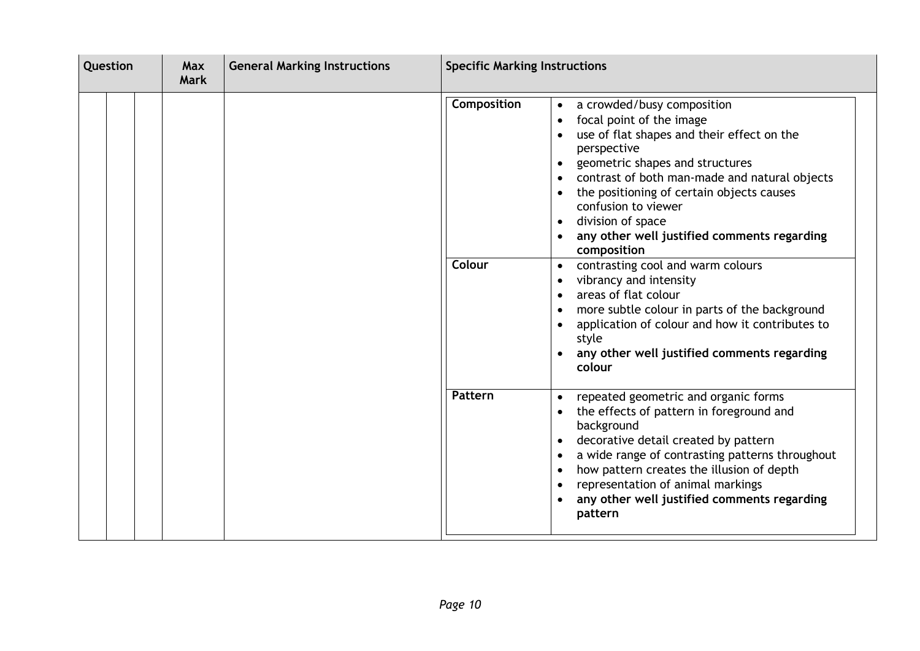| Question | | | Max Mark | General Marking Instructions | Specific Marking Instructions | |
|---|---|---|---|---|---|---|
| | | | | | **Composition** | • a crowded/busy composition<br>• focal point of the image<br>• use of flat shapes and their effect on the perspective<br>• geometric shapes and structures<br>• contrast of both man-made and natural objects<br>• the positioning of certain objects causes confusion to viewer<br>• division of space<br>• **any other well justified comments regarding composition** |
| | | | | | **Colour** | • contrasting cool and warm colours<br>• vibrancy and intensity<br>• areas of flat colour<br>• more subtle colour in parts of the background<br>• application of colour and how it contributes to style<br>• **any other well justified comments regarding colour** |
| | | | | | **Pattern** | • repeated geometric and organic forms<br>• the effects of pattern in foreground and background<br>• decorative detail created by pattern<br>• a wide range of contrasting patterns throughout<br>• how pattern creates the illusion of depth<br>• representation of animal markings<br>• **any other well justified comments regarding pattern** |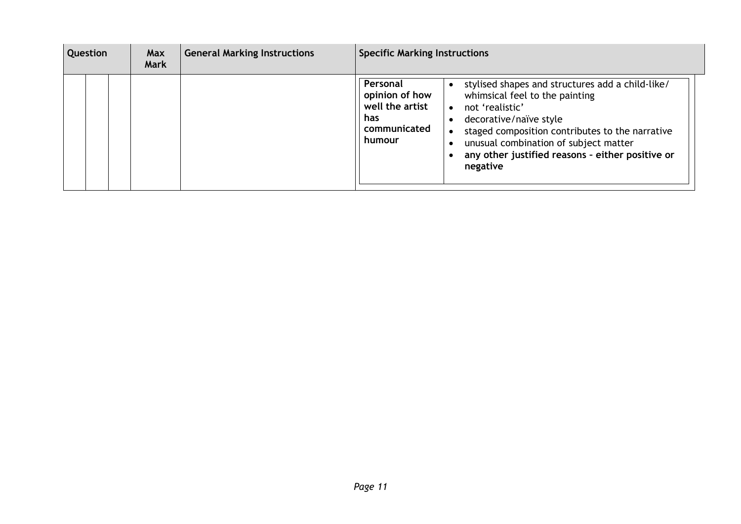| Question | | | Max Mark | General Marking Instructions | Specific Marking Instructions | |
|---|---|---|---|---|---|---|
| | | | | | **Personal opinion of how well the artist has communicated humour** | • stylised shapes and structures add a child-like/ whimsical feel to the painting<br>• not 'realistic'<br>• decorative/naïve style<br>• staged composition contributes to the narrative<br>• unusual combination of subject matter<br>• **any other justified reasons – either positive or negative** |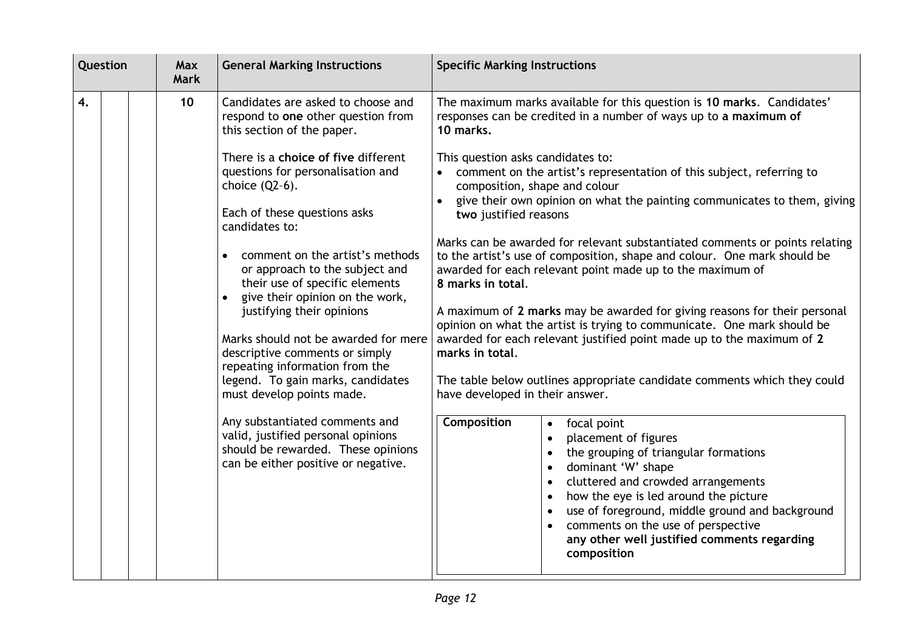| Question | | | Max Mark | General Marking Instructions | Specific Marking Instructions |
|---|---|---|---|---|---|
| 4. | | | 10 | Candidates are asked to choose and respond to **one** other question from this section of the paper.<br><br>There is a **choice of five** different questions for personalisation and choice (Q2–6).<br><br>Each of these questions asks candidates to:<br>• comment on the artist's methods or approach to the subject and their use of specific elements<br>• give their opinion on the work, justifying their opinions<br><br>Marks should not be awarded for mere descriptive comments or simply repeating information from the legend. To gain marks, candidates must develop points made.<br><br>Any substantiated comments and valid, justified personal opinions should be rewarded. These opinions can be either positive or negative. | The maximum marks available for this question is **10 marks**. Candidates' responses can be credited in a number of ways up to **a maximum of 10 marks.**<br><br>This question asks candidates to:<br>• comment on the artist's representation of this subject, referring to composition, shape and colour<br>• give their own opinion on what the painting communicates to them, giving **two** justified reasons<br><br>Marks can be awarded for relevant substantiated comments or points relating to the artist's use of composition, shape and colour. One mark should be awarded for each relevant point made up to the maximum of **8 marks in total**.<br><br>A maximum of **2 marks** may be awarded for giving reasons for their personal opinion on what the artist is trying to communicate. One mark should be awarded for each relevant justified point made up to the maximum of **2 marks in total**.<br><br>The table below outlines appropriate candidate comments which they could have developed in their answer.<br><br>**Composition**<br>• focal point<br>• placement of figures<br>• the grouping of triangular formations<br>• dominant 'W' shape<br>• cluttered and crowded arrangements<br>• how the eye is led around the picture<br>• use of foreground, middle ground and background<br>• comments on the use of perspective<br>**any other well justified comments regarding composition** |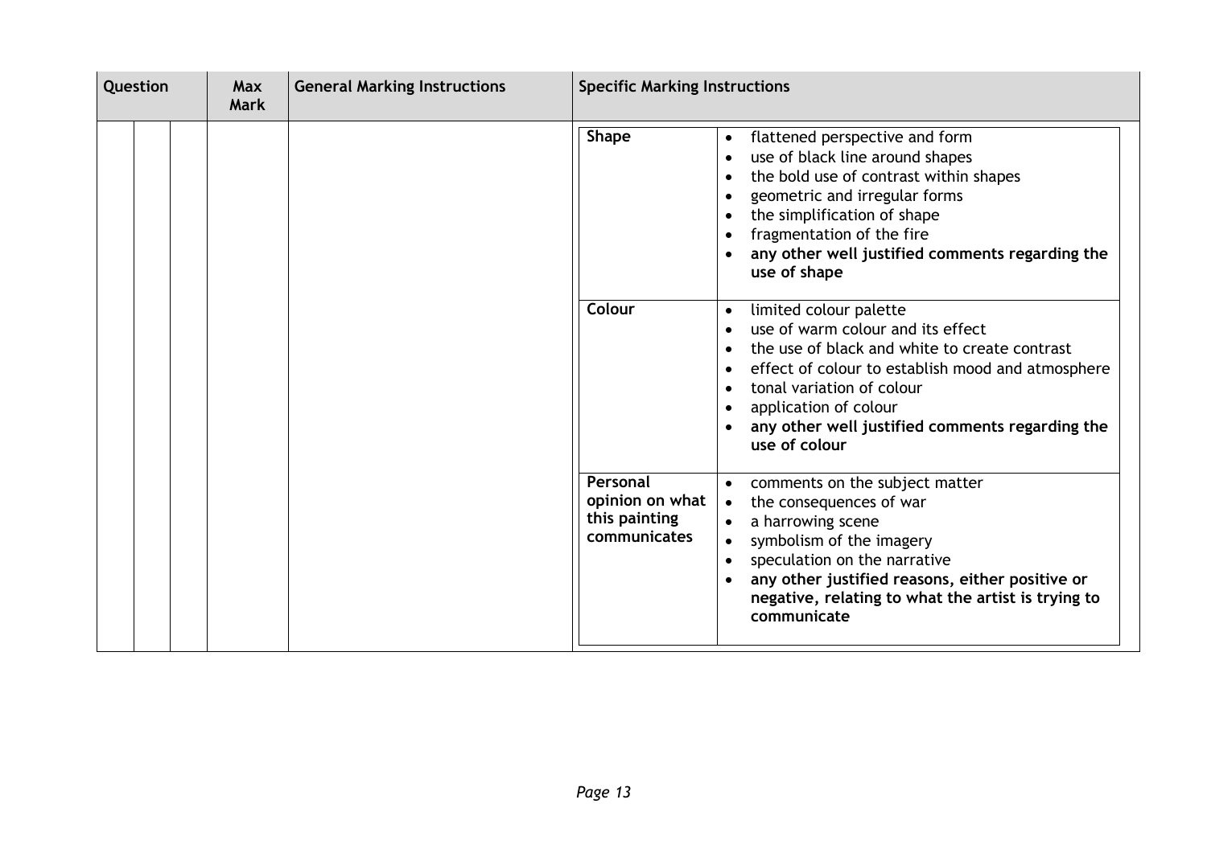| Question | | | Max Mark | General Marking Instructions | Specific Marking Instructions | |
|---|---|---|---|---|---|---|
| | | | | | **Shape** | • flattened perspective and form<br>• use of black line around shapes<br>• the bold use of contrast within shapes<br>• geometric and irregular forms<br>• the simplification of shape<br>• fragmentation of the fire<br>• **any other well justified comments regarding the use of shape** |
| | | | | | **Colour** | • limited colour palette<br>• use of warm colour and its effect<br>• the use of black and white to create contrast<br>• effect of colour to establish mood and atmosphere<br>• tonal variation of colour<br>• application of colour<br>• **any other well justified comments regarding the use of colour** |
| | | | | | **Personal opinion on what this painting communicates** | • comments on the subject matter<br>• the consequences of war<br>• a harrowing scene<br>• symbolism of the imagery<br>• speculation on the narrative<br>• **any other justified reasons, either positive or negative, relating to what the artist is trying to communicate** |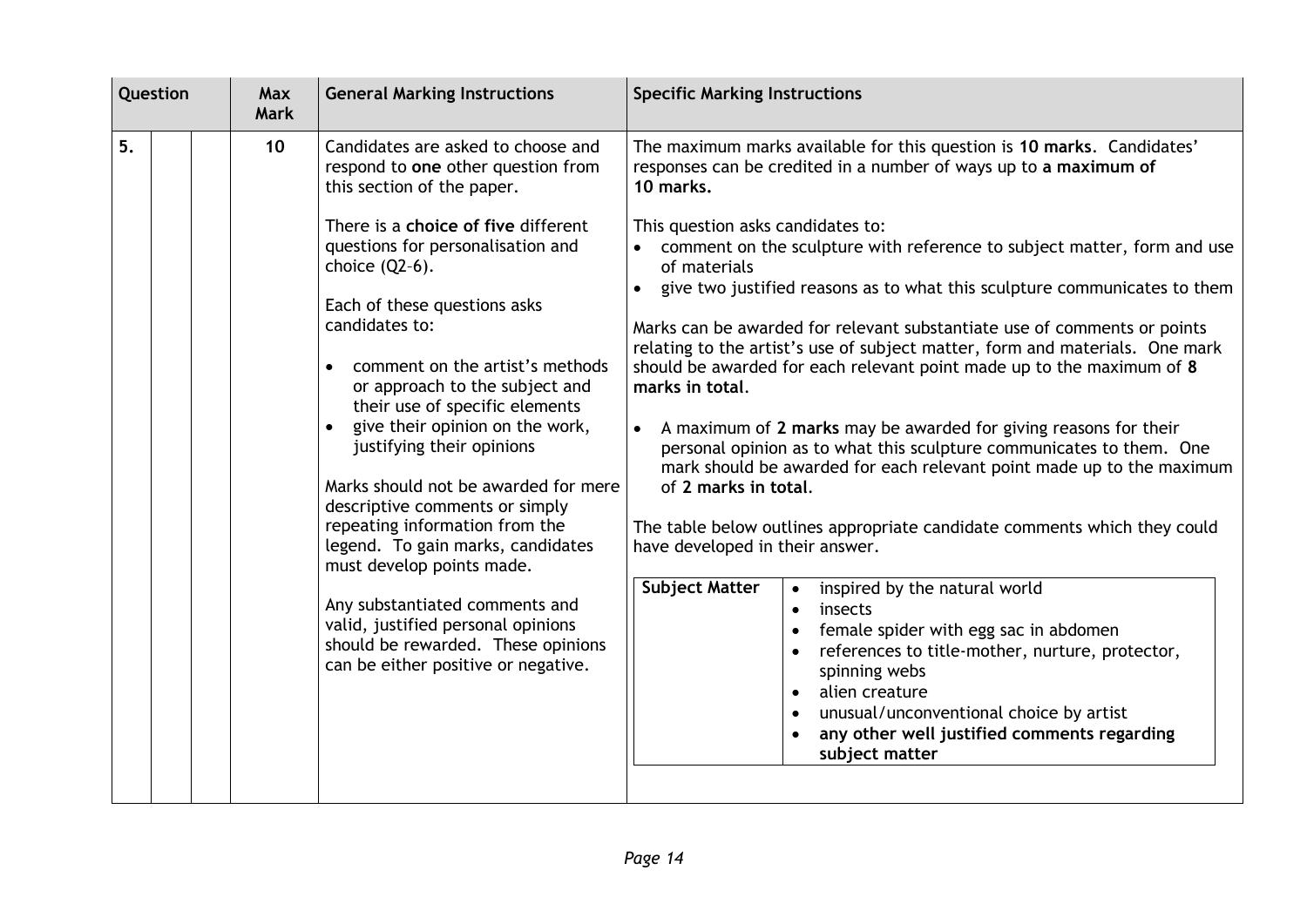| Question | | | Max Mark | General Marking Instructions | Specific Marking Instructions |
|---|---|---|---|---|---|
| 5. | | | 10 | Candidates are asked to choose and respond to **one** other question from this section of the paper.<br><br>There is a **choice of five** different questions for personalisation and choice (Q2–6).<br><br>Each of these questions asks candidates to:<br><br>• comment on the artist's methods or approach to the subject and their use of specific elements<br>• give their opinion on the work, justifying their opinions<br><br>Marks should not be awarded for mere descriptive comments or simply repeating information from the legend. To gain marks, candidates must develop points made.<br><br>Any substantiated comments and valid, justified personal opinions should be rewarded. These opinions can be either positive or negative. | The maximum marks available for this question is **10 marks**. Candidates' responses can be credited in a number of ways up to **a maximum of 10 marks.**<br><br>This question asks candidates to:<br>• comment on the sculpture with reference to subject matter, form and use of materials<br>• give two justified reasons as to what this sculpture communicates to them<br><br>Marks can be awarded for relevant substantiate use of comments or points relating to the artist's use of subject matter, form and materials. One mark should be awarded for each relevant point made up to the maximum of **8 marks in total**.<br><br>• A maximum of **2 marks** may be awarded for giving reasons for their personal opinion as to what this sculpture communicates to them. One mark should be awarded for each relevant point made up to the maximum of **2 marks in total**.<br><br>The table below outlines appropriate candidate comments which they could have developed in their answer.<br><br>**Subject Matter**<br>• inspired by the natural world<br>• insects<br>• female spider with egg sac in abdomen<br>• references to title-mother, nurture, protector, spinning webs<br>• alien creature<br>• unusual/unconventional choice by artist<br>• **any other well justified comments regarding subject matter** |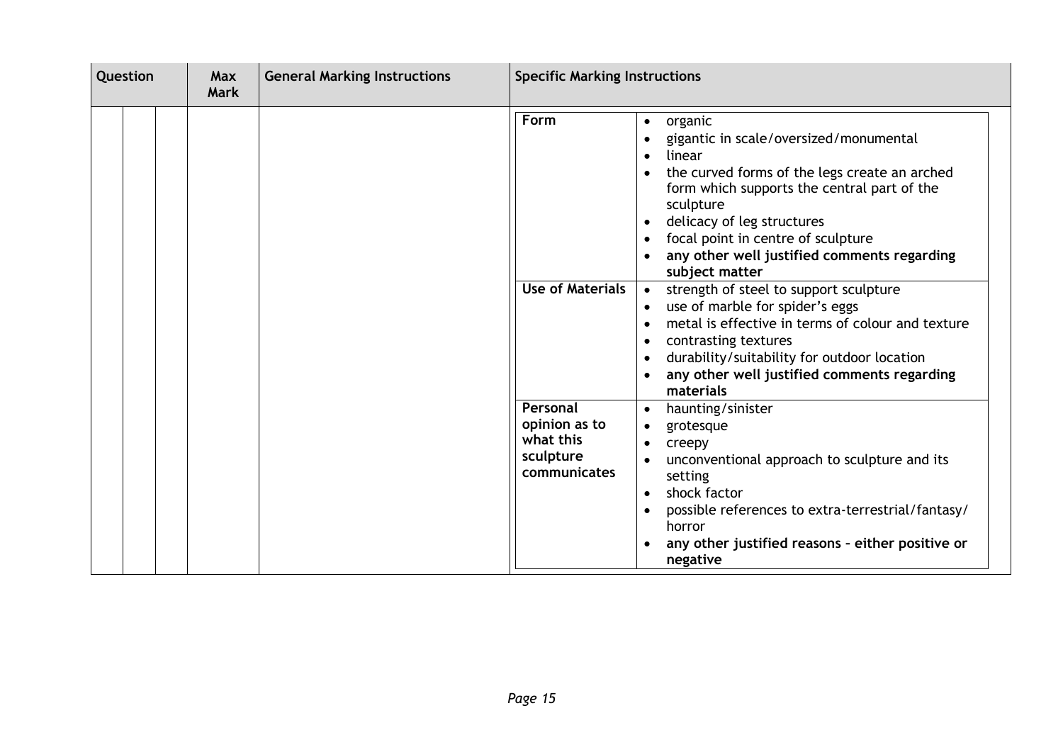| Question | | | Max Mark | General Marking Instructions | Specific Marking Instructions | |
|---|---|---|---|---|---|---|
| | | | | | **Form** | • organic<br>• gigantic in scale/oversized/monumental<br>• linear<br>• the curved forms of the legs create an arched form which supports the central part of the sculpture<br>• delicacy of leg structures<br>• focal point in centre of sculpture<br>• **any other well justified comments regarding subject matter** |
| | | | | | **Use of Materials** | • strength of steel to support sculpture<br>• use of marble for spider's eggs<br>• metal is effective in terms of colour and texture<br>• contrasting textures<br>• durability/suitability for outdoor location<br>• **any other well justified comments regarding materials** |
| | | | | | **Personal opinion as to what this sculpture communicates** | • haunting/sinister<br>• grotesque<br>• creepy<br>• unconventional approach to sculpture and its setting<br>• shock factor<br>• possible references to extra-terrestrial/fantasy/horror<br>• **any other justified reasons – either positive or negative** |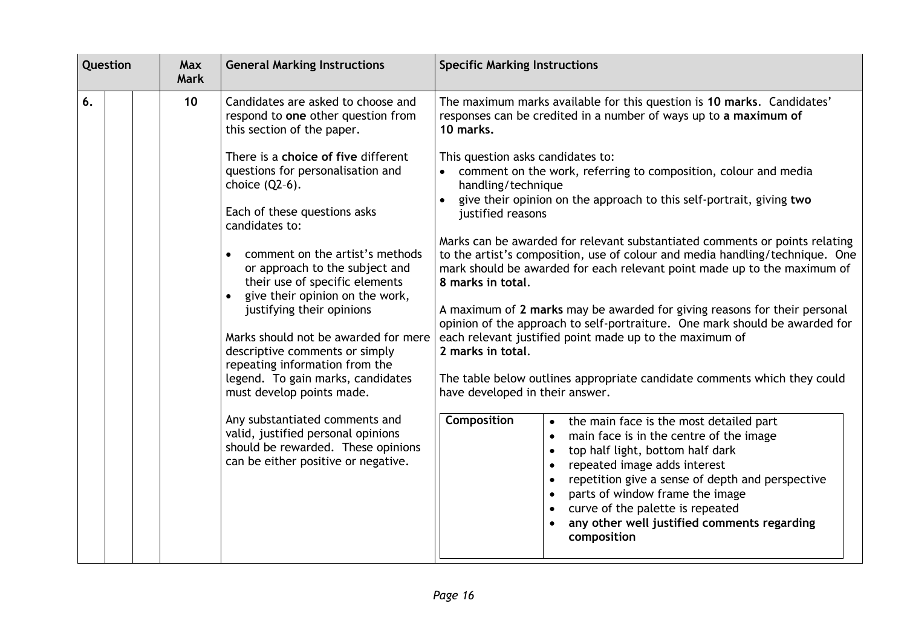| Question | | | Max Mark | General Marking Instructions | Specific Marking Instructions |
|---|---|---|---|---|---|
| 6. | | | 10 | Candidates are asked to choose and respond to **one** other question from this section of the paper.<br><br>There is a **choice of five** different questions for personalisation and choice (Q2–6).<br><br>Each of these questions asks candidates to:<br><br>• comment on the artist's methods or approach to the subject and their use of specific elements<br>• give their opinion on the work, justifying their opinions<br><br>Marks should not be awarded for mere descriptive comments or simply repeating information from the legend. To gain marks, candidates must develop points made.<br><br>Any substantiated comments and valid, justified personal opinions should be rewarded. These opinions can be either positive or negative. | The maximum marks available for this question is **10 marks**. Candidates' responses can be credited in a number of ways up to **a maximum of 10 marks.**<br><br>This question asks candidates to:<br>• comment on the work, referring to composition, colour and media handling/technique<br>• give their opinion on the approach to this self-portrait, giving **two** justified reasons<br><br>Marks can be awarded for relevant substantiated comments or points relating to the artist's composition, use of colour and media handling/technique. One mark should be awarded for each relevant point made up to the maximum of **8 marks in total**.<br><br>A maximum of **2 marks** may be awarded for giving reasons for their personal opinion of the approach to self-portraiture. One mark should be awarded for each relevant justified point made up to the maximum of **2 marks in total**.<br><br>The table below outlines appropriate candidate comments which they could have developed in their answer.<br><br>**Composition**<br>• the main face is the most detailed part<br>• main face is in the centre of the image<br>• top half light, bottom half dark<br>• repeated image adds interest<br>• repetition give a sense of depth and perspective<br>• parts of window frame the image<br>• curve of the palette is repeated<br>• **any other well justified comments regarding composition** |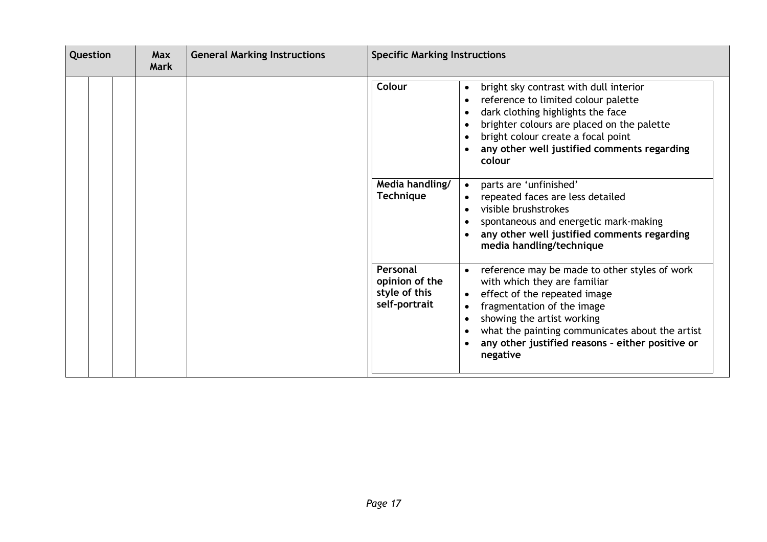| Question | | | Max Mark | General Marking Instructions | Specific Marking Instructions | |
|---|---|---|---|---|---|---|
| | | | | | **Colour** | • bright sky contrast with dull interior<br>• reference to limited colour palette<br>• dark clothing highlights the face<br>• brighter colours are placed on the palette<br>• bright colour create a focal point<br>• **any other well justified comments regarding colour** |
| | | | | | **Media handling/ Technique** | • parts are 'unfinished'<br>• repeated faces are less detailed<br>• visible brushstrokes<br>• spontaneous and energetic mark-making<br>• **any other well justified comments regarding media handling/technique** |
| | | | | | **Personal opinion of the style of this self-portrait** | • reference may be made to other styles of work with which they are familiar<br>• effect of the repeated image<br>• fragmentation of the image<br>• showing the artist working<br>• what the painting communicates about the artist<br>• **any other justified reasons – either positive or negative** |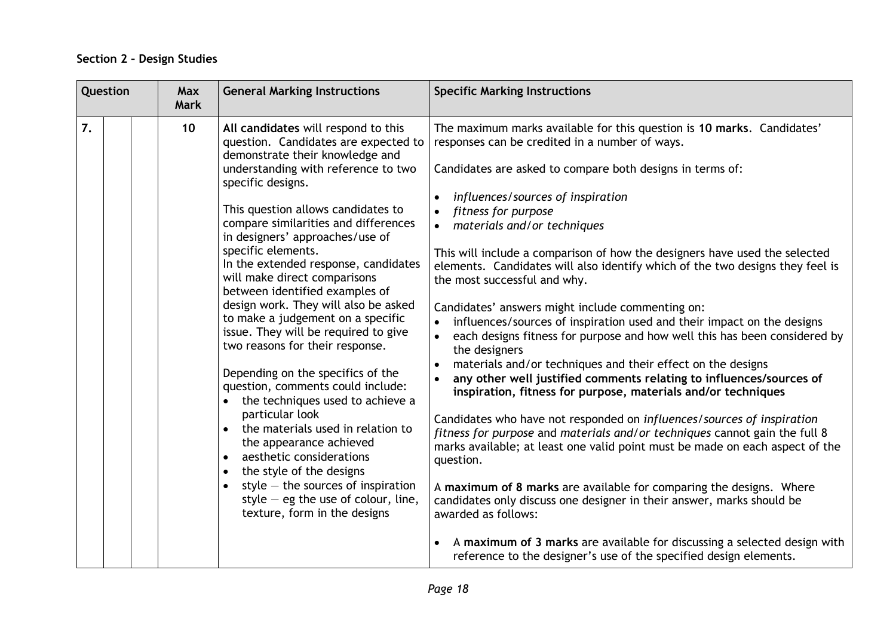## Section 2 – Design Studies

| Question | | | Max Mark | General Marking Instructions | Specific Marking Instructions |
|---|---|---|---|---|---|
| 7. | | | 10 | **All candidates** will respond to this question. Candidates are expected to demonstrate their knowledge and understanding with reference to two specific designs.<br><br>This question allows candidates to compare similarities and differences in designers' approaches/use of specific elements.<br>In the extended response, candidates will make direct comparisons between identified examples of design work. They will also be asked to make a judgement on a specific issue. They will be required to give two reasons for their response.<br><br>Depending on the specifics of the question, comments could include:<br>• the techniques used to achieve a particular look<br>• the materials used in relation to the appearance achieved<br>• aesthetic considerations<br>• the style of the designs<br>• style — the sources of inspiration style — eg the use of colour, line, texture, form in the designs | The maximum marks available for this question is **10 marks**. Candidates' responses can be credited in a number of ways.<br><br>Candidates are asked to compare both designs in terms of:<br><br>• *influences/sources of inspiration*<br>• *fitness for purpose*<br>• *materials and/or techniques*<br><br>This will include a comparison of how the designers have used the selected elements. Candidates will also identify which of the two designs they feel is the most successful and why.<br><br>Candidates' answers might include commenting on:<br>• influences/sources of inspiration used and their impact on the designs<br>• each designs fitness for purpose and how well this has been considered by the designers<br>• materials and/or techniques and their effect on the designs<br>• **any other well justified comments relating to influences/sources of inspiration, fitness for purpose, materials and/or techniques**<br><br>Candidates who have not responded on *influences/sources of inspiration fitness for purpose* and *materials and/or techniques* cannot gain the full 8 marks available; at least one valid point must be made on each aspect of the question.<br><br>A **maximum of 8 marks** are available for comparing the designs. Where candidates only discuss one designer in their answer, marks should be awarded as follows:<br><br>• A **maximum of 3 marks** are available for discussing a selected design with reference to the designer's use of the specified design elements. |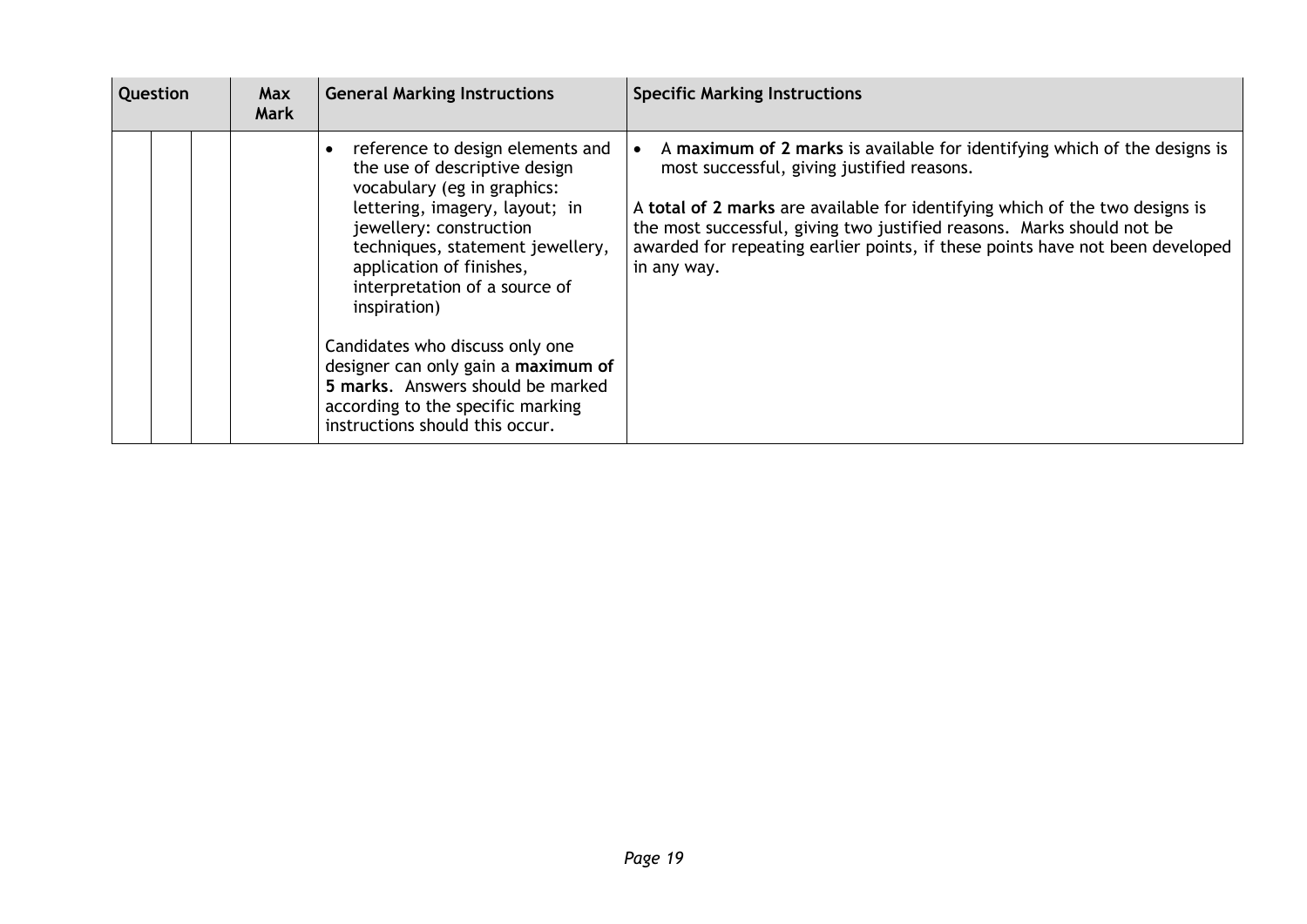| Question | | | Max Mark | General Marking Instructions | Specific Marking Instructions |
|---|---|---|---|---|---|
| | | | | • reference to design elements and the use of descriptive design vocabulary (eg in graphics: lettering, imagery, layout; in jewellery: construction techniques, statement jewellery, application of finishes, interpretation of a source of inspiration)<br><br>Candidates who discuss only one designer can only gain a **maximum of 5 marks**. Answers should be marked according to the specific marking instructions should this occur. | • A **maximum of 2 marks** is available for identifying which of the designs is most successful, giving justified reasons.<br><br>A **total of 2 marks** are available for identifying which of the two designs is the most successful, giving two justified reasons. Marks should not be awarded for repeating earlier points, if these points have not been developed in any way. |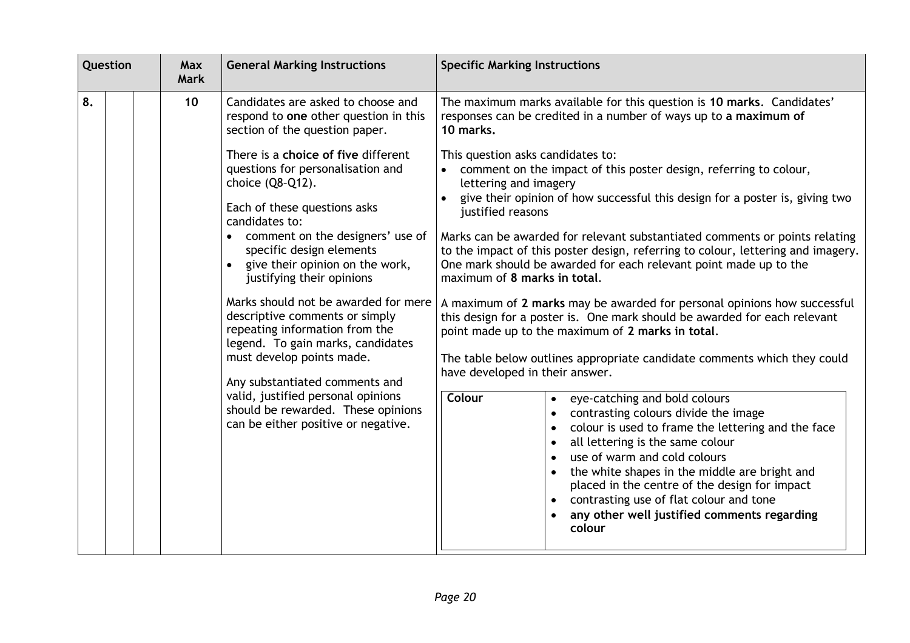| Question | | | Max Mark | General Marking Instructions | Specific Marking Instructions |
|---|---|---|---|---|---|
| 8. | | | 10 | Candidates are asked to choose and respond to **one** other question in this section of the question paper.<br><br>There is a **choice of five** different questions for personalisation and choice (Q8–Q12).<br><br>Each of these questions asks candidates to:<br>• comment on the designers' use of specific design elements<br>• give their opinion on the work, justifying their opinions<br><br>Marks should not be awarded for mere descriptive comments or simply repeating information from the legend. To gain marks, candidates must develop points made.<br><br>Any substantiated comments and valid, justified personal opinions should be rewarded. These opinions can be either positive or negative. | The maximum marks available for this question is **10 marks**. Candidates' responses can be credited in a number of ways up to **a maximum of 10 marks.**<br><br>This question asks candidates to:<br>• comment on the impact of this poster design, referring to colour, lettering and imagery<br>• give their opinion of how successful this design for a poster is, giving two justified reasons<br><br>Marks can be awarded for relevant substantiated comments or points relating to the impact of this poster design, referring to colour, lettering and imagery. One mark should be awarded for each relevant point made up to the maximum of **8 marks in total**.<br><br>A maximum of **2 marks** may be awarded for personal opinions how successful this design for a poster is. One mark should be awarded for each relevant point made up to the maximum of **2 marks in total**.<br><br>The table below outlines appropriate candidate comments which they could have developed in their answer.<br><br>**Colour**<br>• eye-catching and bold colours<br>• contrasting colours divide the image<br>• colour is used to frame the lettering and the face<br>• all lettering is the same colour<br>• use of warm and cold colours<br>• the white shapes in the middle are bright and placed in the centre of the design for impact<br>• contrasting use of flat colour and tone<br>• **any other well justified comments regarding colour** |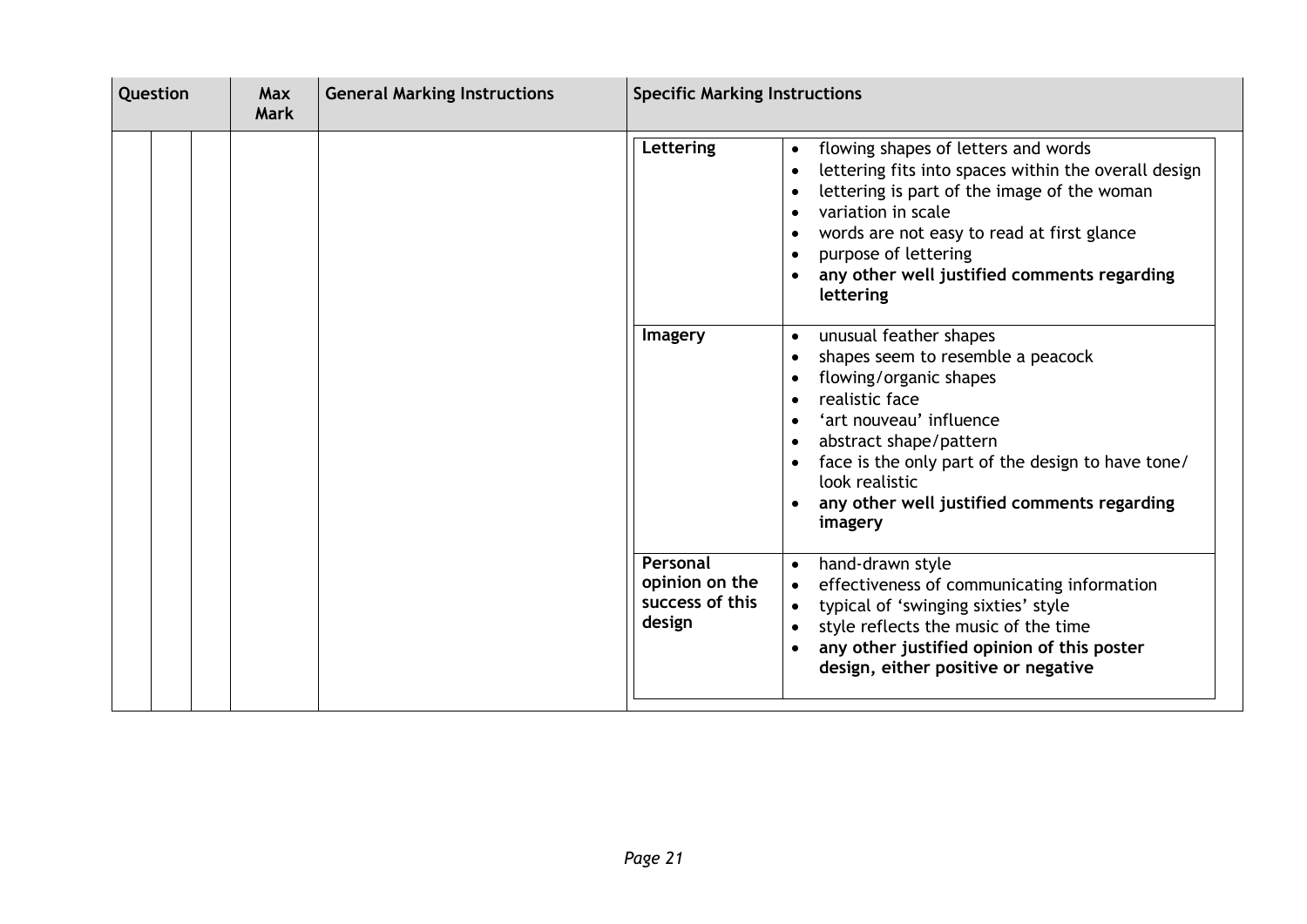| Question | | | Max Mark | General Marking Instructions | Specific Marking Instructions | |
|---|---|---|---|---|---|---|
| | | | | | **Lettering** | • flowing shapes of letters and words<br>• lettering fits into spaces within the overall design<br>• lettering is part of the image of the woman<br>• variation in scale<br>• words are not easy to read at first glance<br>• purpose of lettering<br>• **any other well justified comments regarding lettering** |
| | | | | | **Imagery** | • unusual feather shapes<br>• shapes seem to resemble a peacock<br>• flowing/organic shapes<br>• realistic face<br>• 'art nouveau' influence<br>• abstract shape/pattern<br>• face is the only part of the design to have tone/ look realistic<br>• **any other well justified comments regarding imagery** |
| | | | | | **Personal opinion on the success of this design** | • hand-drawn style<br>• effectiveness of communicating information<br>• typical of 'swinging sixties' style<br>• style reflects the music of the time<br>• **any other justified opinion of this poster design, either positive or negative** |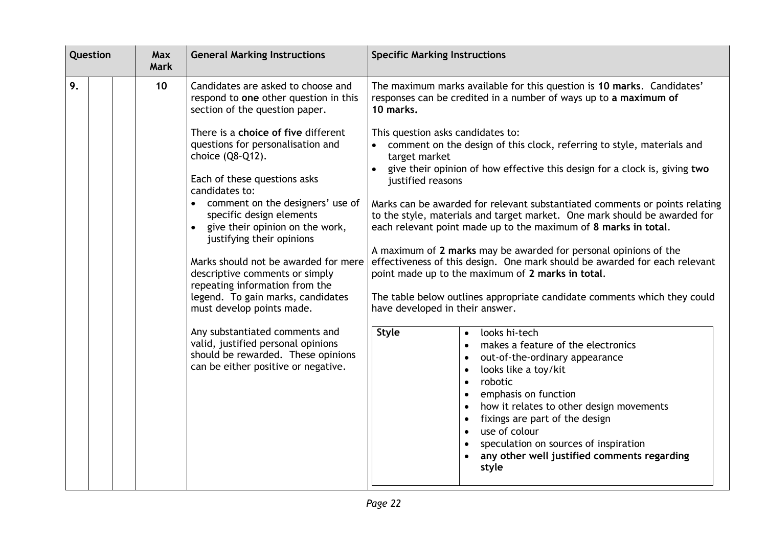| Question | | | Max Mark | General Marking Instructions | Specific Marking Instructions |
|---|---|---|---|---|---|
| 9. | | | 10 | Candidates are asked to choose and respond to **one** other question in this section of the question paper.<br><br>There is a **choice of five** different questions for personalisation and choice (Q8–Q12).<br><br>Each of these questions asks candidates to:<br>• comment on the designers' use of specific design elements<br>• give their opinion on the work, justifying their opinions<br><br>Marks should not be awarded for mere descriptive comments or simply repeating information from the legend. To gain marks, candidates must develop points made.<br><br>Any substantiated comments and valid, justified personal opinions should be rewarded. These opinions can be either positive or negative. | The maximum marks available for this question is **10 marks**. Candidates' responses can be credited in a number of ways up to **a maximum of 10 marks.**<br><br>This question asks candidates to:<br>• comment on the design of this clock, referring to style, materials and target market<br>• give their opinion of how effective this design for a clock is, giving **two** justified reasons<br><br>Marks can be awarded for relevant substantiated comments or points relating to the style, materials and target market. One mark should be awarded for each relevant point made up to the maximum of **8 marks in total**.<br><br>A maximum of **2 marks** may be awarded for personal opinions of the effectiveness of this design. One mark should be awarded for each relevant point made up to the maximum of **2 marks in total**.<br><br>The table below outlines appropriate candidate comments which they could have developed in their answer.<br><br>**Style**<br>• looks hi-tech<br>• makes a feature of the electronics<br>• out-of-the-ordinary appearance<br>• looks like a toy/kit<br>• robotic<br>• emphasis on function<br>• how it relates to other design movements<br>• fixings are part of the design<br>• use of colour<br>• speculation on sources of inspiration<br>• **any other well justified comments regarding style** |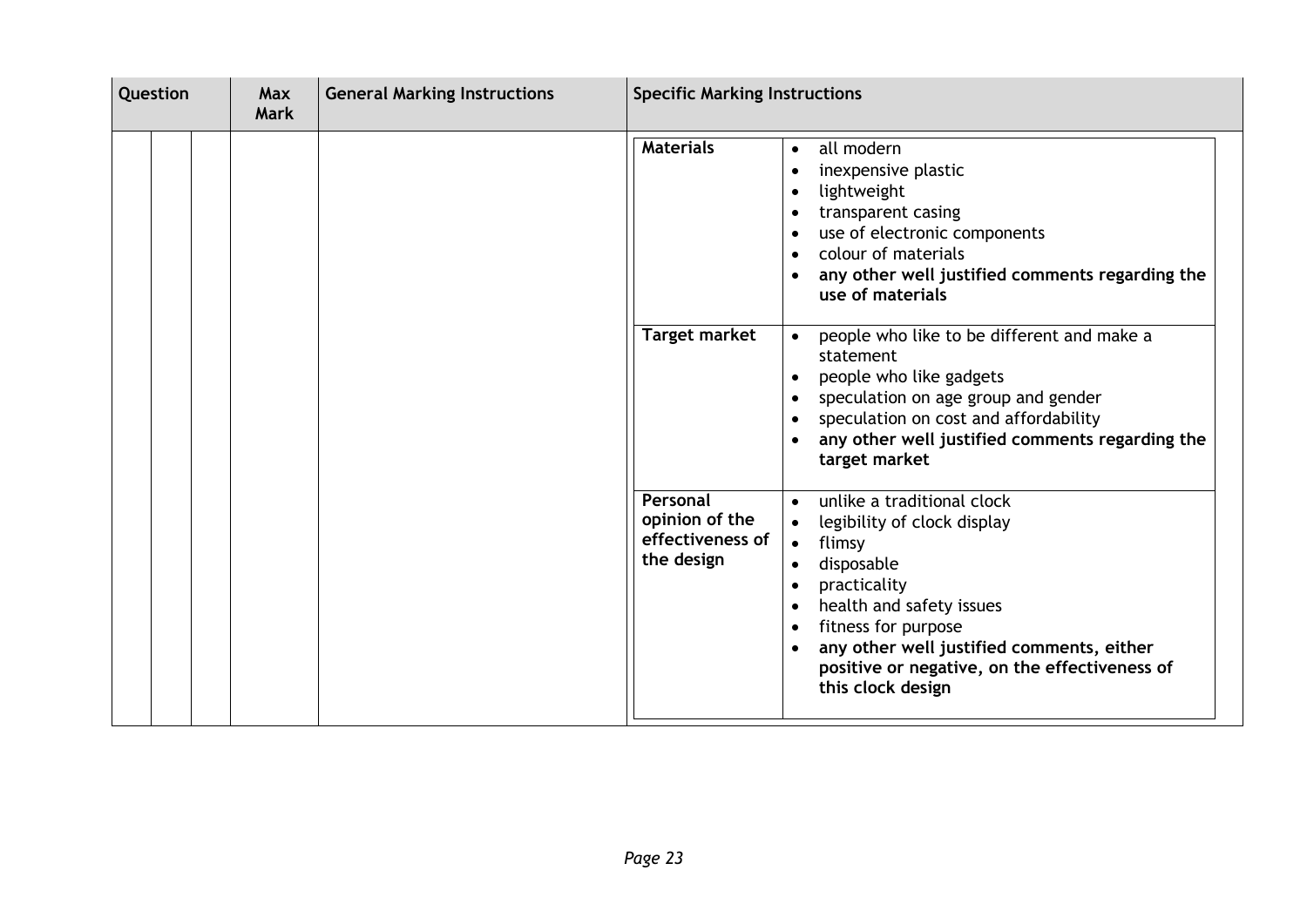| Question | | | Max Mark | General Marking Instructions | Specific Marking Instructions | |
|---|---|---|---|---|---|---|
| | | | | | **Materials** | • all modern<br>• inexpensive plastic<br>• lightweight<br>• transparent casing<br>• use of electronic components<br>• colour of materials<br>• **any other well justified comments regarding the use of materials** |
| | | | | | **Target market** | • people who like to be different and make a statement<br>• people who like gadgets<br>• speculation on age group and gender<br>• speculation on cost and affordability<br>• **any other well justified comments regarding the target market** |
| | | | | | **Personal opinion of the effectiveness of the design** | • unlike a traditional clock<br>• legibility of clock display<br>• flimsy<br>• disposable<br>• practicality<br>• health and safety issues<br>• fitness for purpose<br>• **any other well justified comments, either positive or negative, on the effectiveness of this clock design** |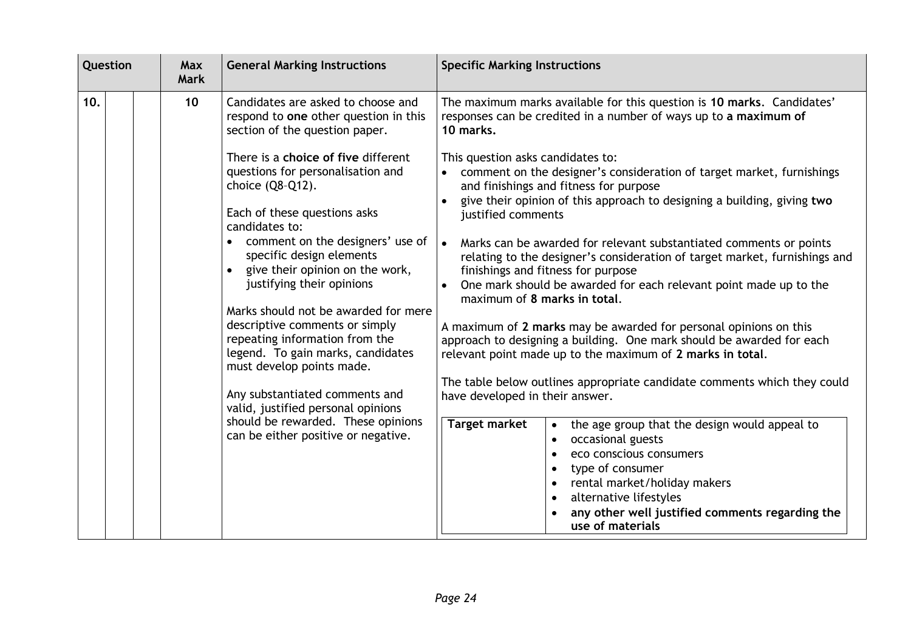| Question | | | Max Mark | General Marking Instructions | Specific Marking Instructions |
|---|---|---|---|---|---|
| 10. | | | 10 | Candidates are asked to choose and respond to **one** other question in this section of the question paper.<br><br>There is a **choice of five** different questions for personalisation and choice (Q8–Q12).<br><br>Each of these questions asks candidates to:<br>• comment on the designers' use of specific design elements<br>• give their opinion on the work, justifying their opinions<br><br>Marks should not be awarded for mere descriptive comments or simply repeating information from the legend. To gain marks, candidates must develop points made.<br><br>Any substantiated comments and valid, justified personal opinions should be rewarded. These opinions can be either positive or negative. | The maximum marks available for this question is **10 marks**. Candidates' responses can be credited in a number of ways up to **a maximum of 10 marks.**<br><br>This question asks candidates to:<br>• comment on the designer's consideration of target market, furnishings and finishings and fitness for purpose<br>• give their opinion of this approach to designing a building, giving **two** justified comments<br><br>• Marks can be awarded for relevant substantiated comments or points relating to the designer's consideration of target market, furnishings and finishings and fitness for purpose<br>• One mark should be awarded for each relevant point made up to the maximum of **8 marks in total**.<br><br>A maximum of **2 marks** may be awarded for personal opinions on this approach to designing a building. One mark should be awarded for each relevant point made up to the maximum of **2 marks in total**.<br><br>The table below outlines appropriate candidate comments which they could have developed in their answer.<br><br>**Target market**:<br>• the age group that the design would appeal to<br>• occasional guests<br>• eco conscious consumers<br>• type of consumer<br>• rental market/holiday makers<br>• alternative lifestyles<br>• **any other well justified comments regarding the use of materials** |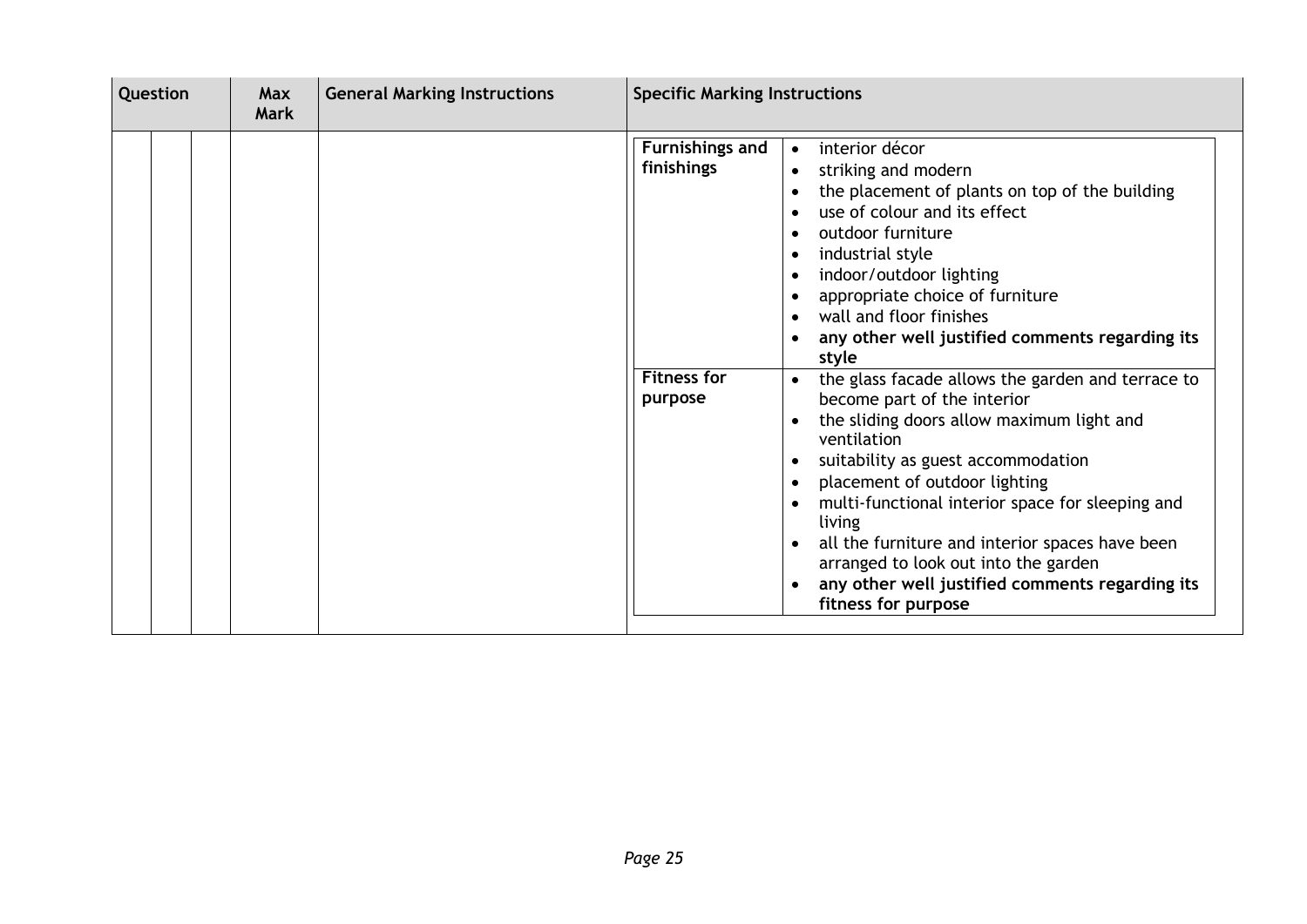| Question | | | Max Mark | General Marking Instructions | Specific Marking Instructions | |
|---|---|---|---|---|---|---|
| | | | | | **Furnishings and finishings** | • interior décor<br>• striking and modern<br>• the placement of plants on top of the building<br>• use of colour and its effect<br>• outdoor furniture<br>• industrial style<br>• indoor/outdoor lighting<br>• appropriate choice of furniture<br>• wall and floor finishes<br>• **any other well justified comments regarding its style** |
| | | | | | **Fitness for purpose** | • the glass facade allows the garden and terrace to become part of the interior<br>• the sliding doors allow maximum light and ventilation<br>• suitability as guest accommodation<br>• placement of outdoor lighting<br>• multi-functional interior space for sleeping and living<br>• all the furniture and interior spaces have been arranged to look out into the garden<br>• **any other well justified comments regarding its fitness for purpose** |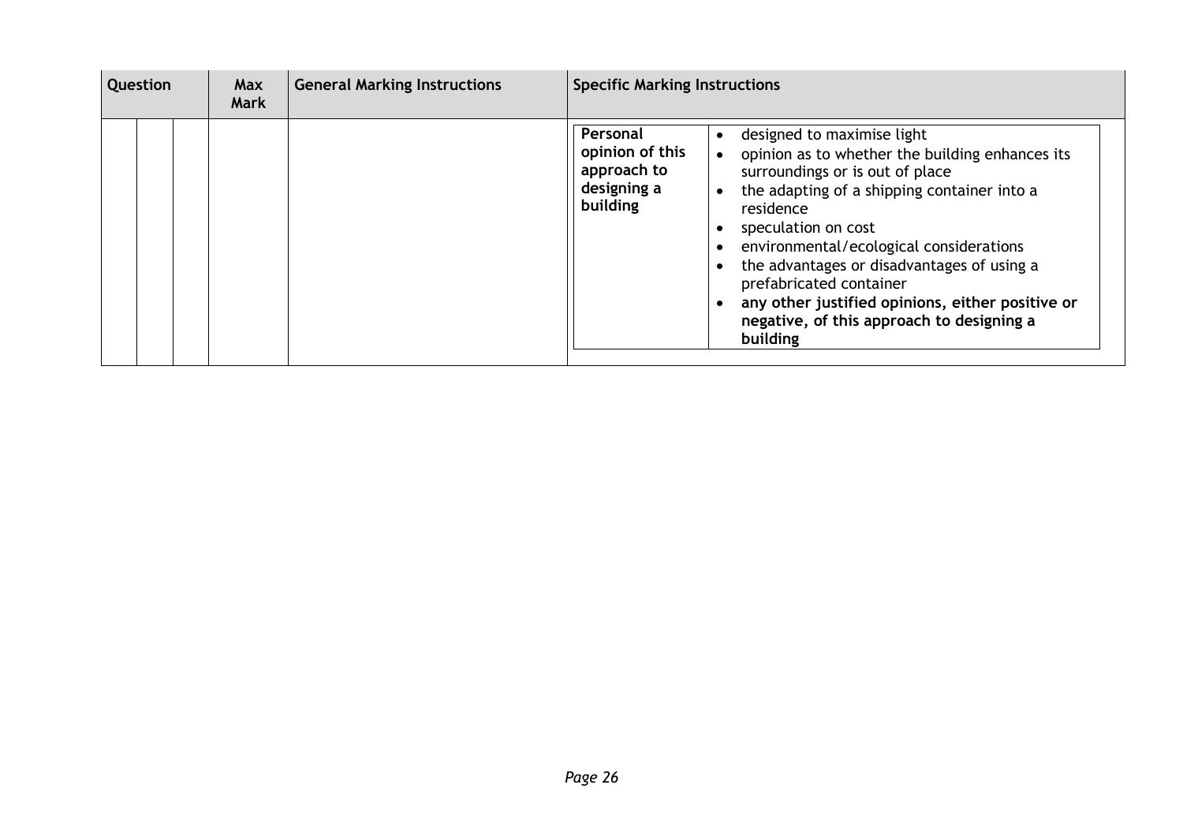| Question | | | Max Mark | General Marking Instructions | Specific Marking Instructions | |
|---|---|---|---|---|---|---|
| | | | | | **Personal opinion of this approach to designing a building** | • designed to maximise light<br>• opinion as to whether the building enhances its surroundings or is out of place<br>• the adapting of a shipping container into a residence<br>• speculation on cost<br>• environmental/ecological considerations<br>• the advantages or disadvantages of using a prefabricated container<br>• **any other justified opinions, either positive or negative, of this approach to designing a building** |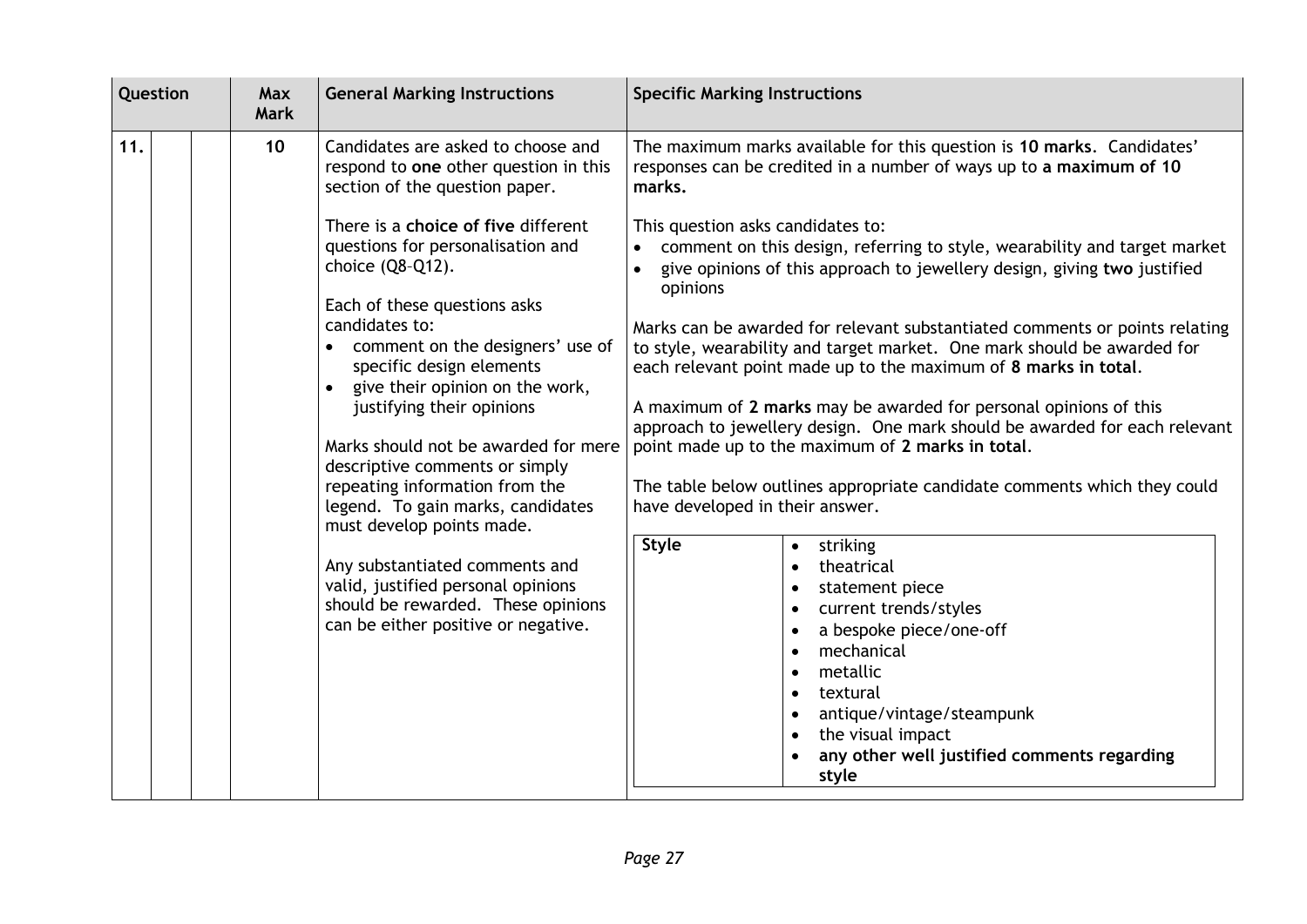| Question | | | Max Mark | General Marking Instructions | Specific Marking Instructions |
|---|---|---|---|---|---|
| 11. | | | 10 | Candidates are asked to choose and respond to **one** other question in this section of the question paper.<br><br>There is a **choice of five** different questions for personalisation and choice (Q8–Q12).<br><br>Each of these questions asks candidates to:<br>• comment on the designers' use of specific design elements<br>• give their opinion on the work, justifying their opinions<br><br>Marks should not be awarded for mere descriptive comments or simply repeating information from the legend. To gain marks, candidates must develop points made.<br><br>Any substantiated comments and valid, justified personal opinions should be rewarded. These opinions can be either positive or negative. | The maximum marks available for this question is **10 marks**. Candidates' responses can be credited in a number of ways up to **a maximum of 10 marks.**<br><br>This question asks candidates to:<br>• comment on this design, referring to style, wearability and target market<br>• give opinions of this approach to jewellery design, giving **two** justified opinions<br><br>Marks can be awarded for relevant substantiated comments or points relating to style, wearability and target market. One mark should be awarded for each relevant point made up to the maximum of **8 marks in total**.<br><br>A maximum of **2 marks** may be awarded for personal opinions of this approach to jewellery design. One mark should be awarded for each relevant point made up to the maximum of **2 marks in total**.<br><br>The table below outlines appropriate candidate comments which they could have developed in their answer.<br><br>**Style**:<br>• striking<br>• theatrical<br>• statement piece<br>• current trends/styles<br>• a bespoke piece/one-off<br>• mechanical<br>• metallic<br>• textural<br>• antique/vintage/steampunk<br>• the visual impact<br>• **any other well justified comments regarding style** |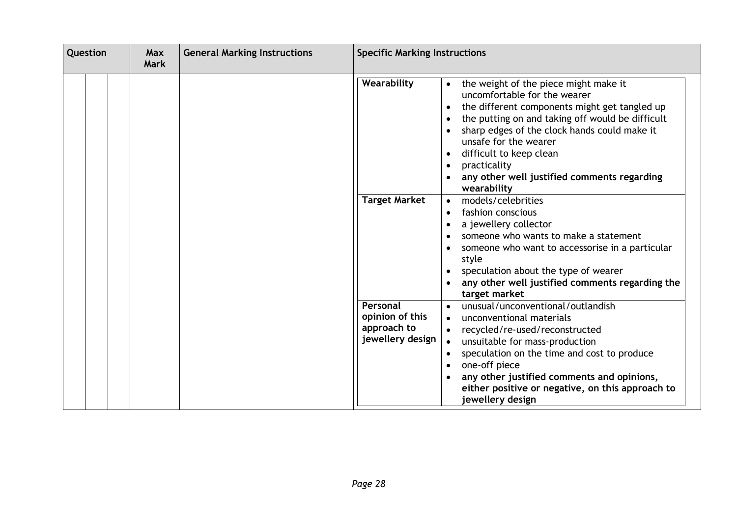| Question | | | Max Mark | General Marking Instructions | Specific Marking Instructions | |
|---|---|---|---|---|---|---|
| | | | | | **Wearability** | • the weight of the piece might make it uncomfortable for the wearer<br>• the different components might get tangled up<br>• the putting on and taking off would be difficult<br>• sharp edges of the clock hands could make it unsafe for the wearer<br>• difficult to keep clean<br>• practicality<br>• **any other well justified comments regarding wearability** |
| | | | | | **Target Market** | • models/celebrities<br>• fashion conscious<br>• a jewellery collector<br>• someone who wants to make a statement<br>• someone who want to accessorise in a particular style<br>• speculation about the type of wearer<br>• **any other well justified comments regarding the target market** |
| | | | | | **Personal opinion of this approach to jewellery design** | • unusual/unconventional/outlandish<br>• unconventional materials<br>• recycled/re-used/reconstructed<br>• unsuitable for mass-production<br>• speculation on the time and cost to produce<br>• one-off piece<br>• **any other justified comments and opinions, either positive or negative, on this approach to jewellery design** |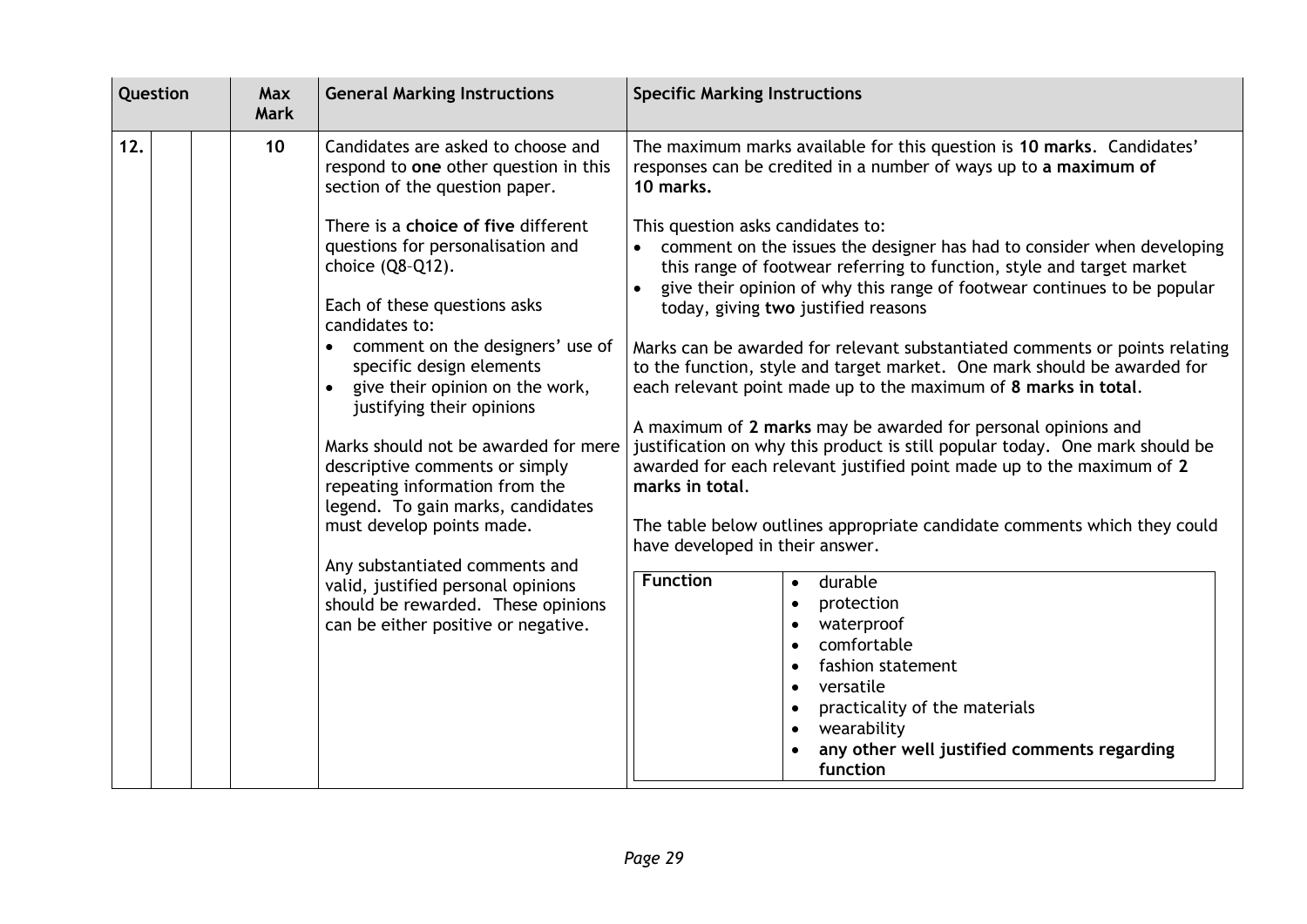| Question | | | Max Mark | General Marking Instructions | Specific Marking Instructions |
|---|---|---|---|---|---|
| 12. | | | 10 | Candidates are asked to choose and respond to **one** other question in this section of the question paper.<br><br>There is a **choice of five** different questions for personalisation and choice (Q8–Q12).<br><br>Each of these questions asks candidates to:<br>• comment on the designers' use of specific design elements<br>• give their opinion on the work, justifying their opinions<br><br>Marks should not be awarded for mere descriptive comments or simply repeating information from the legend. To gain marks, candidates must develop points made.<br><br>Any substantiated comments and valid, justified personal opinions should be rewarded. These opinions can be either positive or negative. | The maximum marks available for this question is **10 marks**. Candidates' responses can be credited in a number of ways up to **a maximum of 10 marks.**<br><br>This question asks candidates to:<br>• comment on the issues the designer has had to consider when developing this range of footwear referring to function, style and target market<br>• give their opinion of why this range of footwear continues to be popular today, giving **two** justified reasons<br><br>Marks can be awarded for relevant substantiated comments or points relating to the function, style and target market. One mark should be awarded for each relevant point made up to the maximum of **8 marks in total**.<br><br>A maximum of **2 marks** may be awarded for personal opinions and justification on why this product is still popular today. One mark should be awarded for each relevant justified point made up to the maximum of **2 marks in total**.<br><br>The table below outlines appropriate candidate comments which they could have developed in their answer.<br><br>**Function**<br>• durable<br>• protection<br>• waterproof<br>• comfortable<br>• fashion statement<br>• versatile<br>• practicality of the materials<br>• wearability<br>• **any other well justified comments regarding function** |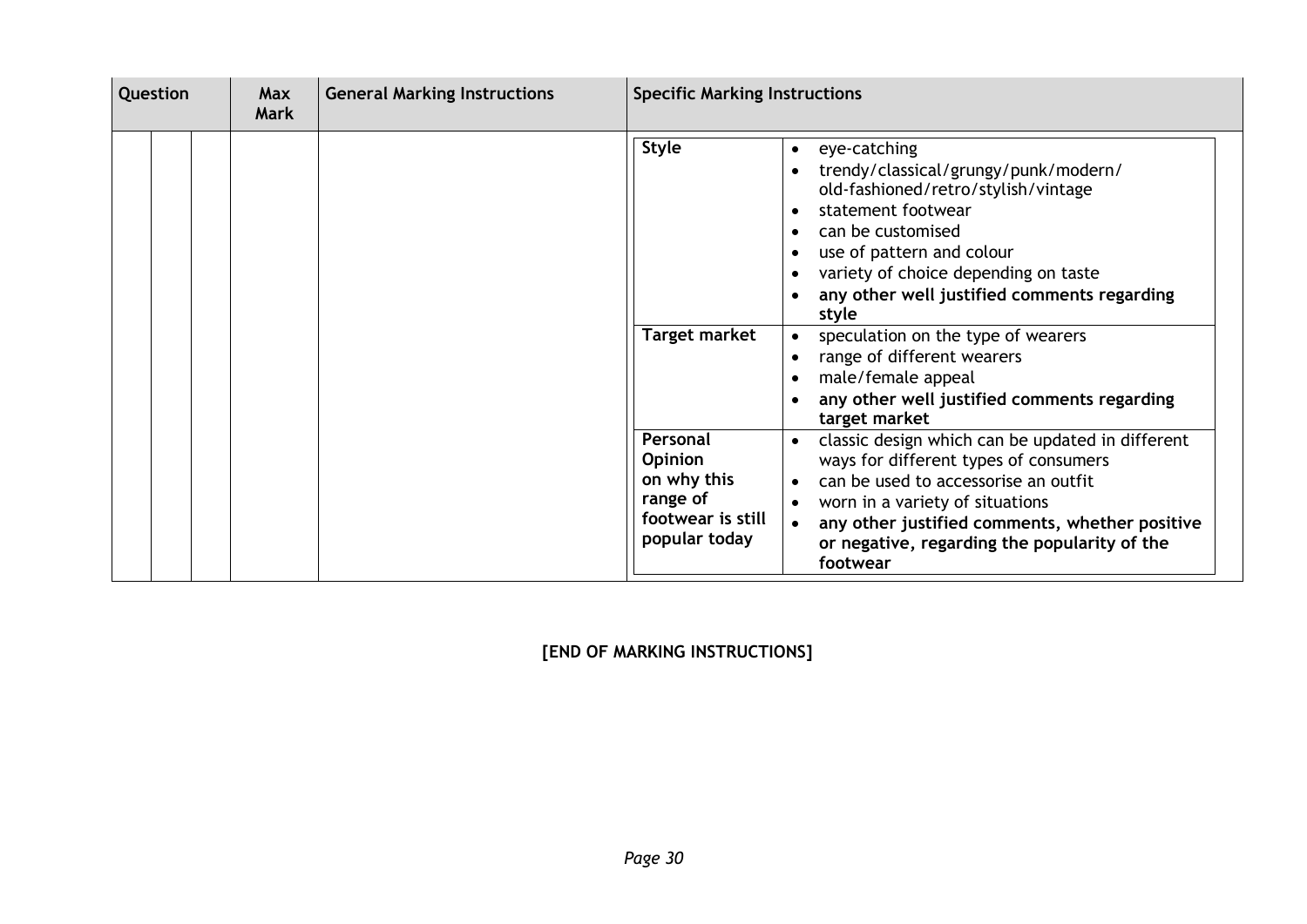| Question | | | Max Mark | General Marking Instructions | Specific Marking Instructions | |
|---|---|---|---|---|---|---|
| | | | | | **Style** | • eye-catching<br>• trendy/classical/grungy/punk/modern/ old-fashioned/retro/stylish/vintage<br>• statement footwear<br>• can be customised<br>• use of pattern and colour<br>• variety of choice depending on taste<br>• **any other well justified comments regarding style** |
| | | | | | **Target market** | • speculation on the type of wearers<br>• range of different wearers<br>• male/female appeal<br>• **any other well justified comments regarding target market** |
| | | | | | **Personal Opinion on why this range of footwear is still popular today** | • classic design which can be updated in different ways for different types of consumers<br>• can be used to accessorise an outfit<br>• worn in a variety of situations<br>• **any other justified comments, whether positive or negative, regarding the popularity of the footwear** |

**[END OF MARKING INSTRUCTIONS]**